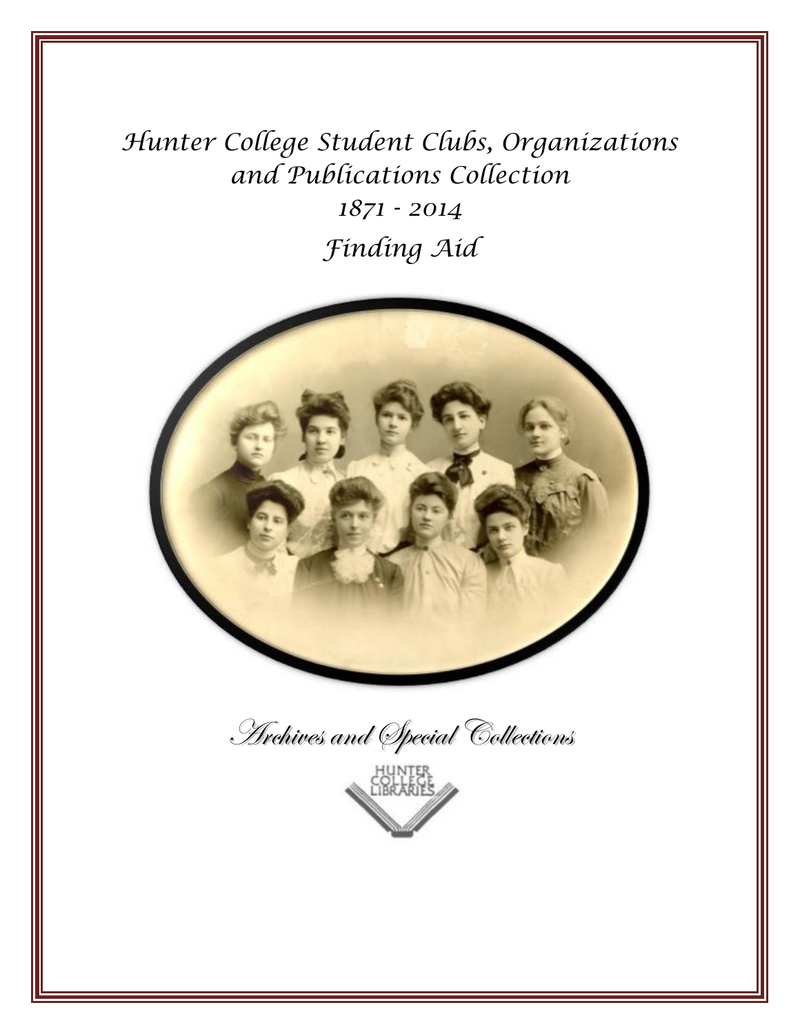# Hunter College Student Clubs, Organizations and Publications Collection

## 1871 - 2014

## Finding Aid

Archives and Special Collections

HUNTER COLLEGE LIBRARIES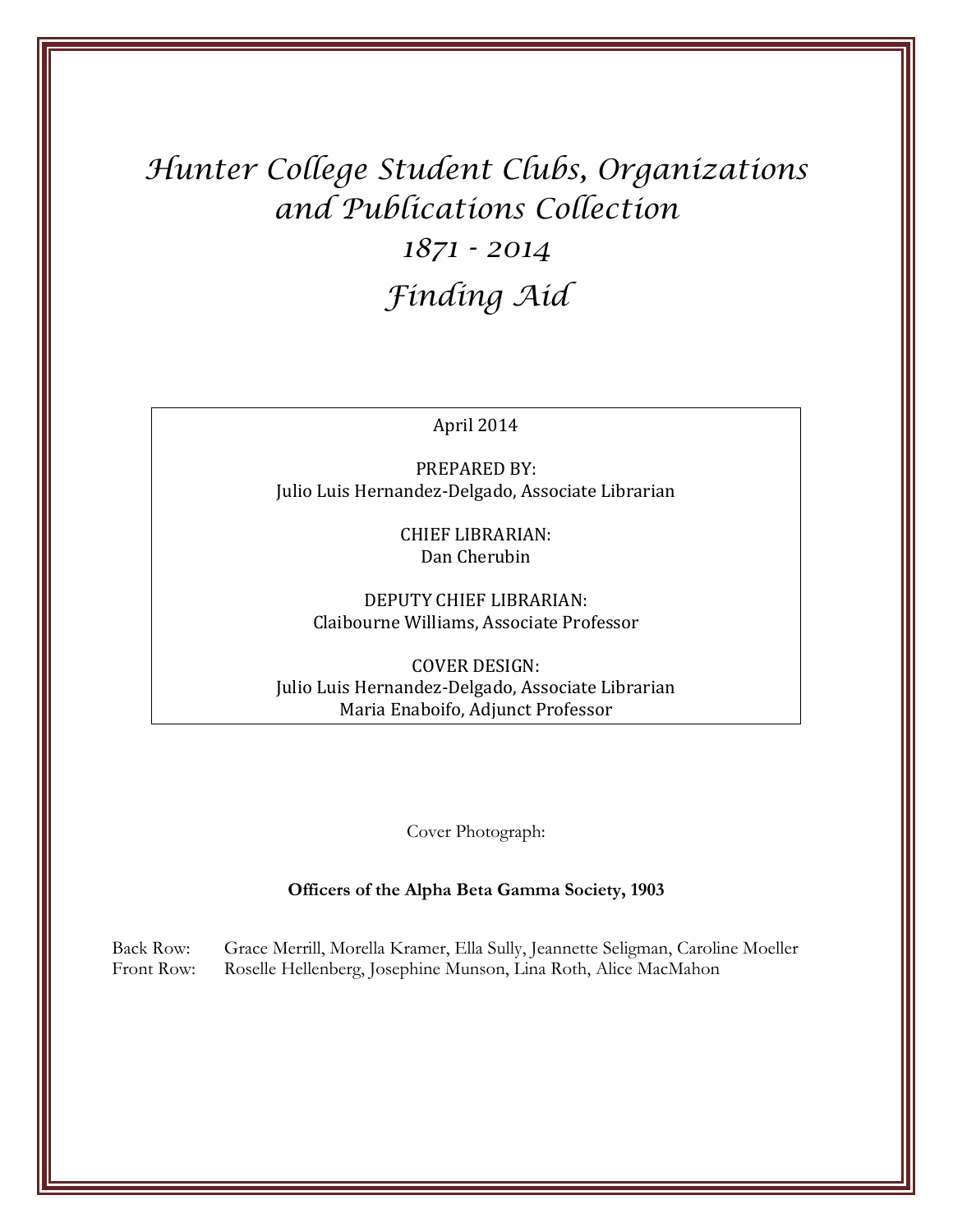# *Hunter College Student Clubs, Organizations and Publications Collection*
# *1871 - 2014*
# *Finding Aid*

April 2014

PREPARED BY:
Julio Luis Hernandez-Delgado, Associate Librarian

CHIEF LIBRARIAN:
Dan Cherubin

DEPUTY CHIEF LIBRARIAN:
Claibourne Williams, Associate Professor

COVER DESIGN:
Julio Luis Hernandez-Delgado, Associate Librarian
Maria Enaboifo, Adjunct Professor

Cover Photograph:

**Officers of the Alpha Beta Gamma Society, 1903**

Back Row: Grace Merrill, Morella Kramer, Ella Sully, Jeannette Seligman, Caroline Moeller
Front Row: Roselle Hellenberg, Josephine Munson, Lina Roth, Alice MacMahon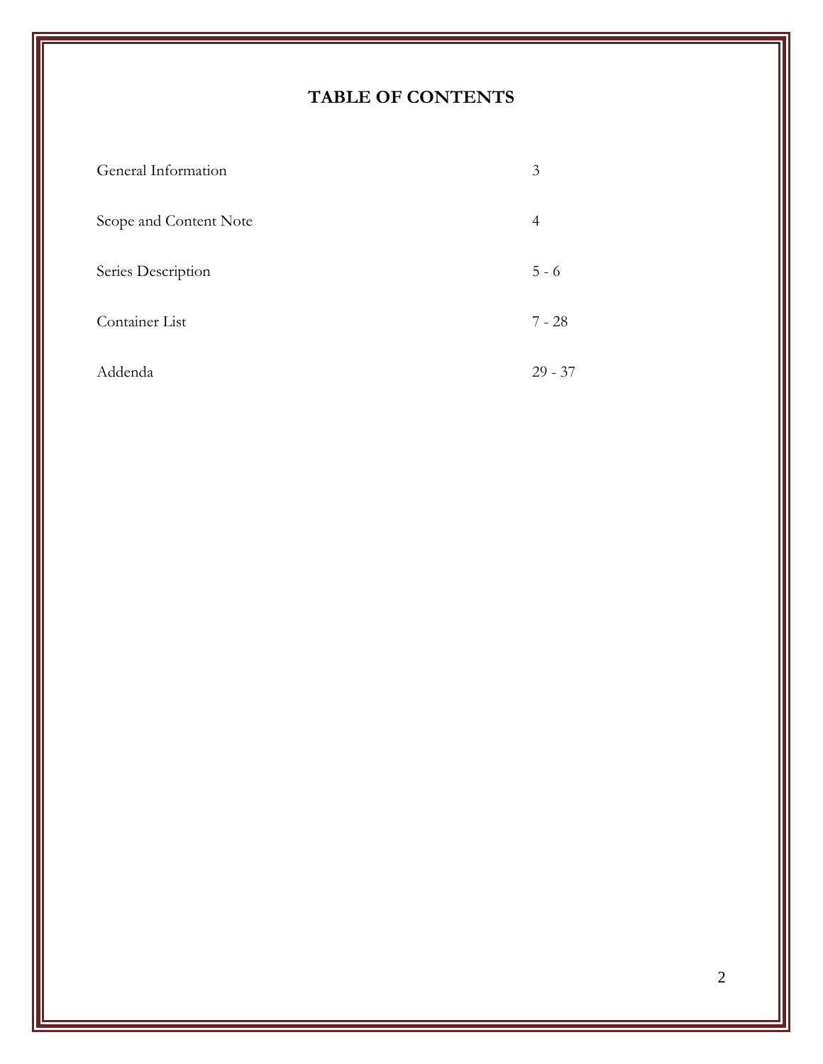# TABLE OF CONTENTS

| | |
|---|---|
| General Information | 3 |
| Scope and Content Note | 4 |
| Series Description | 5 - 6 |
| Container List | 7 - 28 |
| Addenda | 29 - 37 |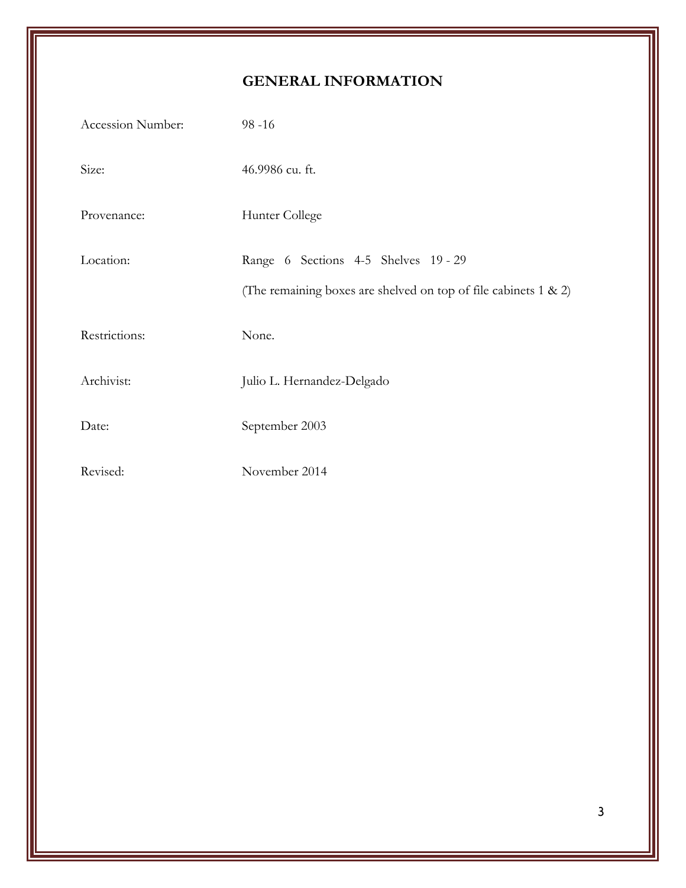# GENERAL INFORMATION

| | |
|---|---|
| Accession Number: | 98 -16 |
| Size: | 46.9986 cu. ft. |
| Provenance: | Hunter College |
| Location: | Range 6 Sections 4-5 Shelves 19 - 29 |
| | (The remaining boxes are shelved on top of file cabinets 1 & 2) |
| Restrictions: | None. |
| Archivist: | Julio L. Hernandez-Delgado |
| Date: | September 2003 |
| Revised: | November 2014 |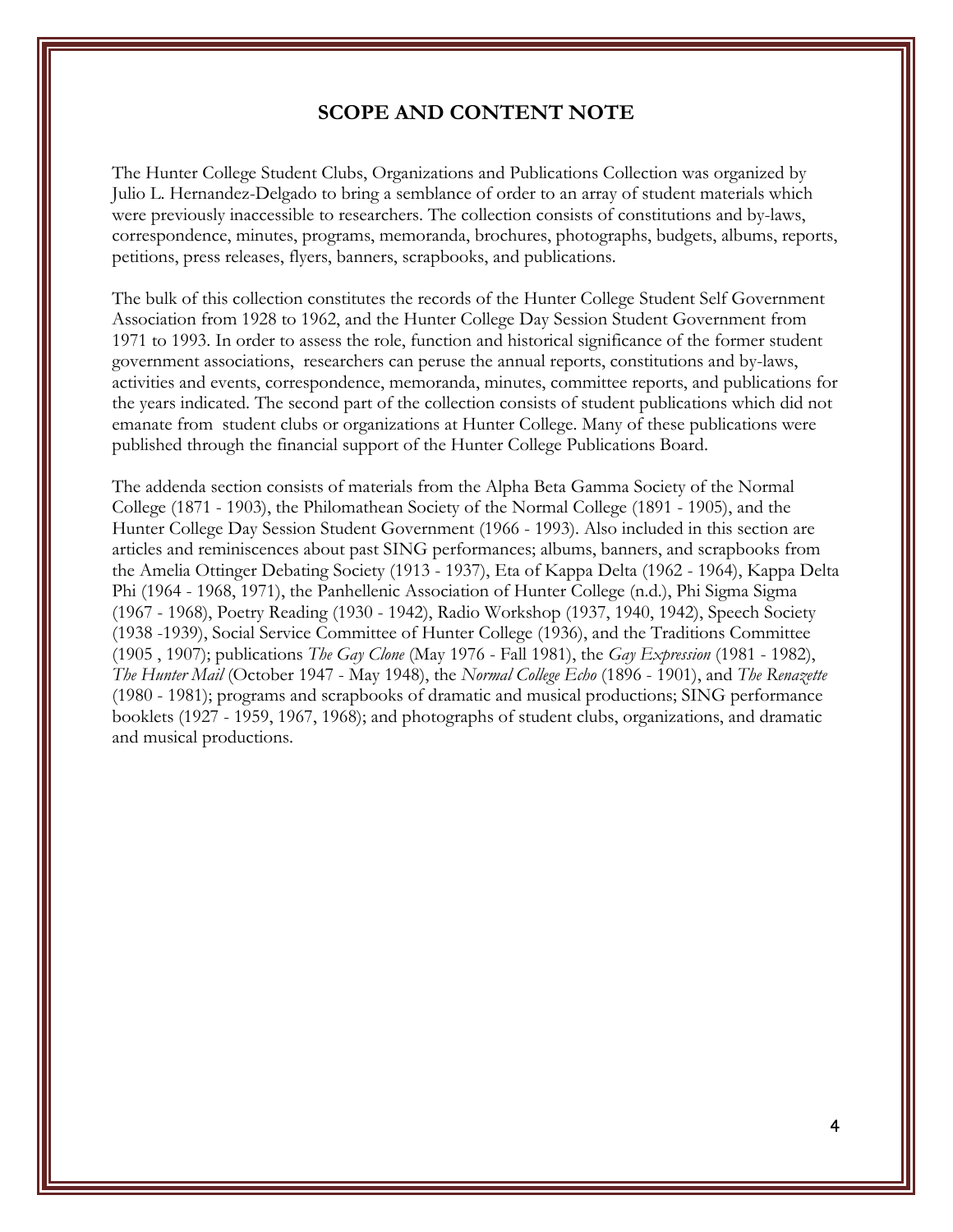## SCOPE AND CONTENT NOTE

The Hunter College Student Clubs, Organizations and Publications Collection was organized by Julio L. Hernandez-Delgado to bring a semblance of order to an array of student materials which were previously inaccessible to researchers. The collection consists of constitutions and by-laws, correspondence, minutes, programs, memoranda, brochures, photographs, budgets, albums, reports, petitions, press releases, flyers, banners, scrapbooks, and publications.

The bulk of this collection constitutes the records of the Hunter College Student Self Government Association from 1928 to 1962, and the Hunter College Day Session Student Government from 1971 to 1993. In order to assess the role, function and historical significance of the former student government associations, researchers can peruse the annual reports, constitutions and by-laws, activities and events, correspondence, memoranda, minutes, committee reports, and publications for the years indicated. The second part of the collection consists of student publications which did not emanate from student clubs or organizations at Hunter College. Many of these publications were published through the financial support of the Hunter College Publications Board.

The addenda section consists of materials from the Alpha Beta Gamma Society of the Normal College (1871 - 1903), the Philomathean Society of the Normal College (1891 - 1905), and the Hunter College Day Session Student Government (1966 - 1993). Also included in this section are articles and reminiscences about past SING performances; albums, banners, and scrapbooks from the Amelia Ottinger Debating Society (1913 - 1937), Eta of Kappa Delta (1962 - 1964), Kappa Delta Phi (1964 - 1968, 1971), the Panhellenic Association of Hunter College (n.d.), Phi Sigma Sigma (1967 - 1968), Poetry Reading (1930 - 1942), Radio Workshop (1937, 1940, 1942), Speech Society (1938 -1939), Social Service Committee of Hunter College (1936), and the Traditions Committee (1905 , 1907); publications *The Gay Clone* (May 1976 - Fall 1981), the *Gay Expression* (1981 - 1982), *The Hunter Mail* (October 1947 - May 1948), the *Normal College Echo* (1896 - 1901), and *The Renazette* (1980 - 1981); programs and scrapbooks of dramatic and musical productions; SING performance booklets (1927 - 1959, 1967, 1968); and photographs of student clubs, organizations, and dramatic and musical productions.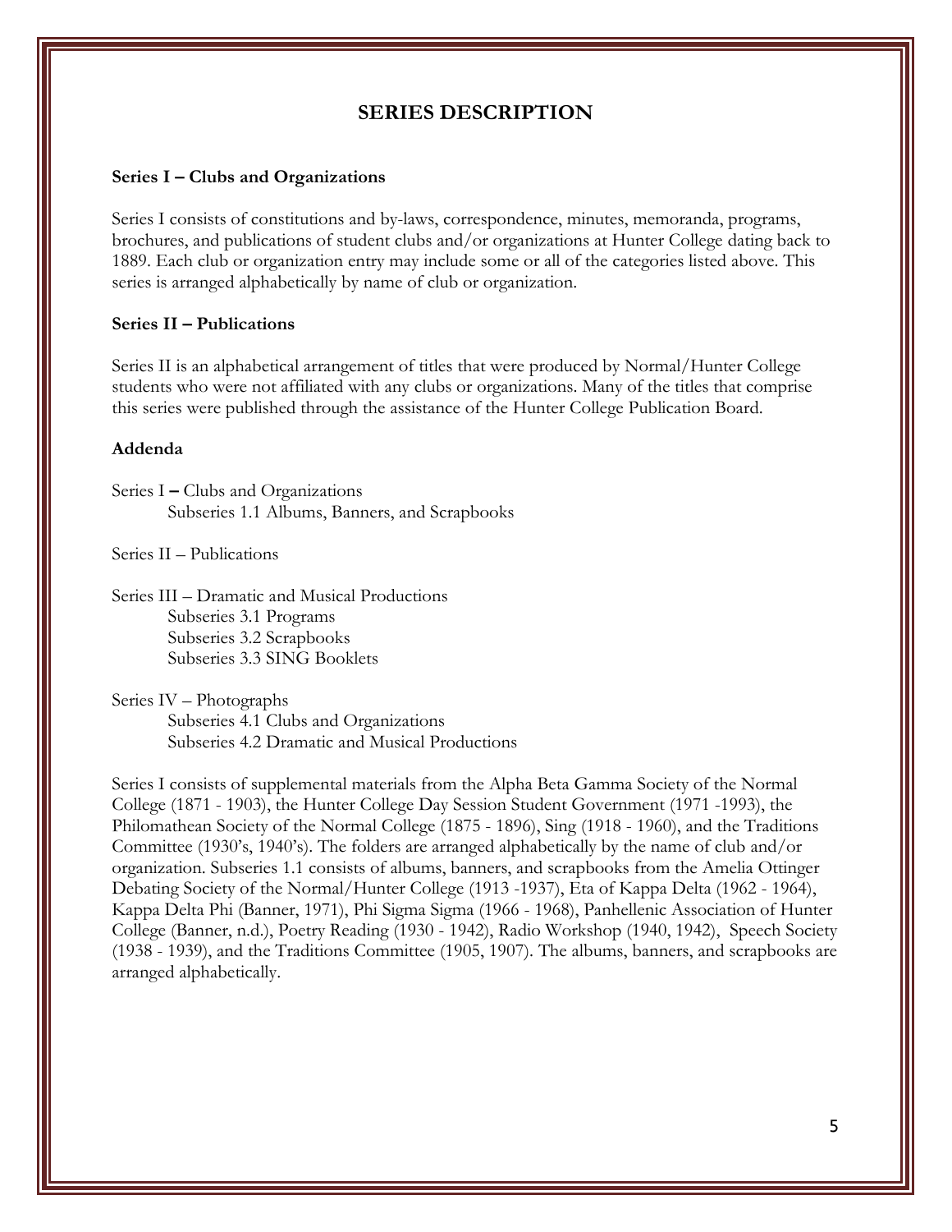## SERIES DESCRIPTION

**Series I – Clubs and Organizations**

Series I consists of constitutions and by-laws, correspondence, minutes, memoranda, programs, brochures, and publications of student clubs and/or organizations at Hunter College dating back to 1889. Each club or organization entry may include some or all of the categories listed above. This series is arranged alphabetically by name of club or organization.

**Series II – Publications**

Series II is an alphabetical arrangement of titles that were produced by Normal/Hunter College students who were not affiliated with any clubs or organizations. Many of the titles that comprise this series were published through the assistance of the Hunter College Publication Board.

**Addenda**

Series I – Clubs and Organizations
 Subseries 1.1 Albums, Banners, and Scrapbooks

Series II – Publications

Series III – Dramatic and Musical Productions
 Subseries 3.1 Programs
 Subseries 3.2 Scrapbooks
 Subseries 3.3 SING Booklets

Series IV – Photographs
 Subseries 4.1 Clubs and Organizations
 Subseries 4.2 Dramatic and Musical Productions

Series I consists of supplemental materials from the Alpha Beta Gamma Society of the Normal College (1871 - 1903), the Hunter College Day Session Student Government (1971 -1993), the Philomathean Society of the Normal College (1875 - 1896), Sing (1918 - 1960), and the Traditions Committee (1930's, 1940's). The folders are arranged alphabetically by the name of club and/or organization. Subseries 1.1 consists of albums, banners, and scrapbooks from the Amelia Ottinger Debating Society of the Normal/Hunter College (1913 -1937), Eta of Kappa Delta (1962 - 1964), Kappa Delta Phi (Banner, 1971), Phi Sigma Sigma (1966 - 1968), Panhellenic Association of Hunter College (Banner, n.d.), Poetry Reading (1930 - 1942), Radio Workshop (1940, 1942), Speech Society (1938 - 1939), and the Traditions Committee (1905, 1907). The albums, banners, and scrapbooks are arranged alphabetically.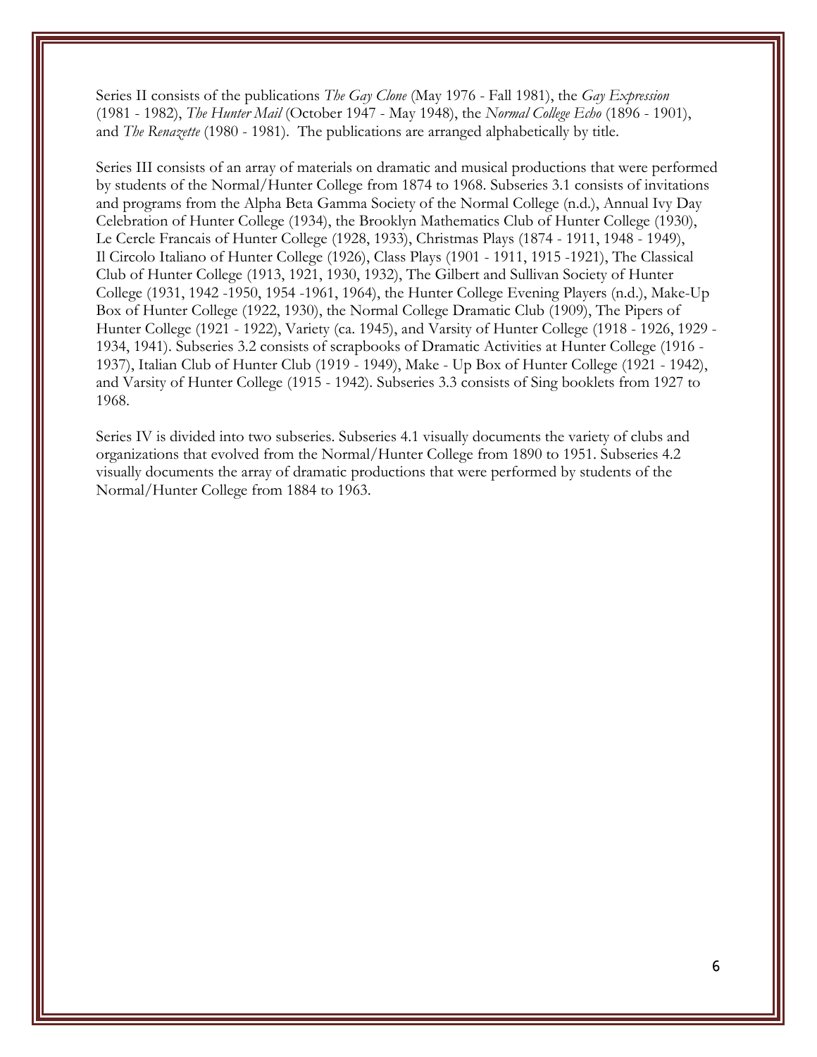Series II consists of the publications *The Gay Clone* (May 1976 - Fall 1981), the *Gay Expression* (1981 - 1982), *The Hunter Mail* (October 1947 - May 1948), the *Normal College Echo* (1896 - 1901), and *The Renazette* (1980 - 1981). The publications are arranged alphabetically by title.

Series III consists of an array of materials on dramatic and musical productions that were performed by students of the Normal/Hunter College from 1874 to 1968. Subseries 3.1 consists of invitations and programs from the Alpha Beta Gamma Society of the Normal College (n.d.), Annual Ivy Day Celebration of Hunter College (1934), the Brooklyn Mathematics Club of Hunter College (1930), Le Cercle Francais of Hunter College (1928, 1933), Christmas Plays (1874 - 1911, 1948 - 1949), Il Circolo Italiano of Hunter College (1926), Class Plays (1901 - 1911, 1915 -1921), The Classical Club of Hunter College (1913, 1921, 1930, 1932), The Gilbert and Sullivan Society of Hunter College (1931, 1942 -1950, 1954 -1961, 1964), the Hunter College Evening Players (n.d.), Make-Up Box of Hunter College (1922, 1930), the Normal College Dramatic Club (1909), The Pipers of Hunter College (1921 - 1922), Variety (ca. 1945), and Varsity of Hunter College (1918 - 1926, 1929 - 1934, 1941). Subseries 3.2 consists of scrapbooks of Dramatic Activities at Hunter College (1916 - 1937), Italian Club of Hunter Club (1919 - 1949), Make - Up Box of Hunter College (1921 - 1942), and Varsity of Hunter College (1915 - 1942). Subseries 3.3 consists of Sing booklets from 1927 to 1968.

Series IV is divided into two subseries. Subseries 4.1 visually documents the variety of clubs and organizations that evolved from the Normal/Hunter College from 1890 to 1951. Subseries 4.2 visually documents the array of dramatic productions that were performed by students of the Normal/Hunter College from 1884 to 1963.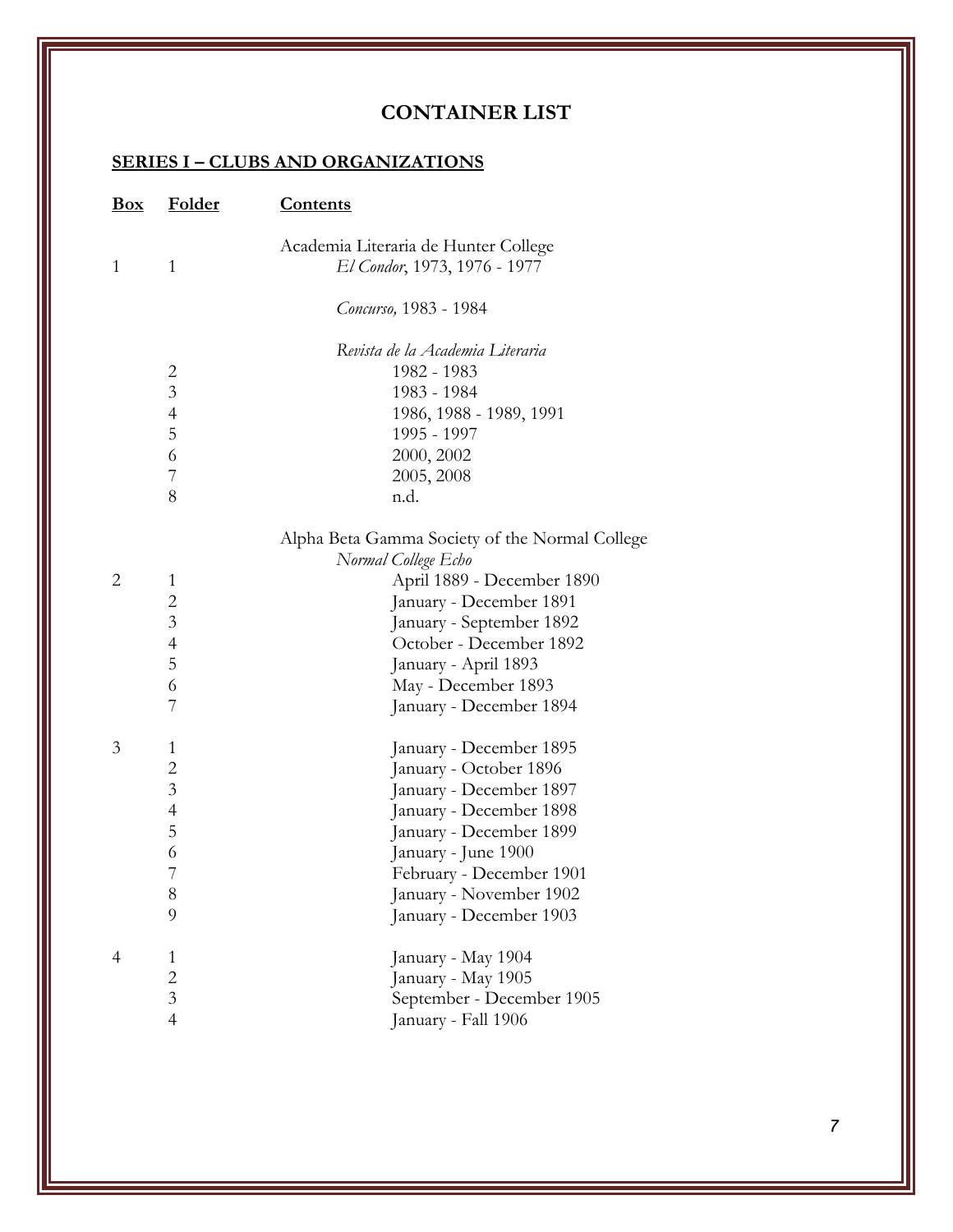# CONTAINER LIST

## SERIES I – CLUBS AND ORGANIZATIONS

| Box | Folder | Contents |
|---|---|---|
| | | Academia Literaria de Hunter College |
| 1 | 1 | *El Condor*, 1973, 1976 - 1977 |
| | | *Concurso,* 1983 - 1984 |
| | | *Revista de la Academia Literaria* |
| | 2 | 1982 - 1983 |
| | 3 | 1983 - 1984 |
| | 4 | 1986, 1988 - 1989, 1991 |
| | 5 | 1995 - 1997 |
| | 6 | 2000, 2002 |
| | 7 | 2005, 2008 |
| | 8 | n.d. |
| | | Alpha Beta Gamma Society of the Normal College |
| | | *Normal College Echo* |
| 2 | 1 | April 1889 - December 1890 |
| | 2 | January - December 1891 |
| | 3 | January - September 1892 |
| | 4 | October - December 1892 |
| | 5 | January - April 1893 |
| | 6 | May - December 1893 |
| | 7 | January - December 1894 |
| 3 | 1 | January - December 1895 |
| | 2 | January - October 1896 |
| | 3 | January - December 1897 |
| | 4 | January - December 1898 |
| | 5 | January - December 1899 |
| | 6 | January - June 1900 |
| | 7 | February - December 1901 |
| | 8 | January - November 1902 |
| | 9 | January - December 1903 |
| 4 | 1 | January - May 1904 |
| | 2 | January - May 1905 |
| | 3 | September - December 1905 |
| | 4 | January - Fall 1906 |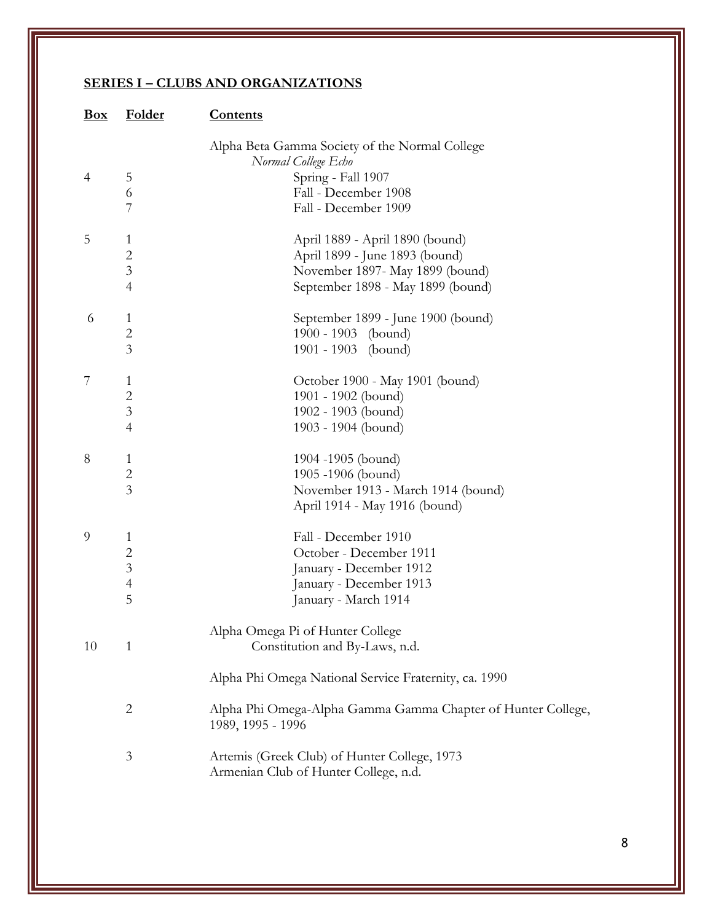## SERIES I – CLUBS AND ORGANIZATIONS

| Box | Folder | Contents |
|---|---|---|
| | | Alpha Beta Gamma Society of the Normal College |
| | | *Normal College Echo* |
| 4 | 5 | Spring - Fall 1907 |
| | 6 | Fall - December 1908 |
| | 7 | Fall - December 1909 |
| 5 | 1 | April 1889 - April 1890 (bound) |
| | 2 | April 1899 - June 1893 (bound) |
| | 3 | November 1897- May 1899 (bound) |
| | 4 | September 1898 - May 1899 (bound) |
| 6 | 1 | September 1899 - June 1900 (bound) |
| | 2 | 1900 - 1903 (bound) |
| | 3 | 1901 - 1903 (bound) |
| 7 | 1 | October 1900 - May 1901 (bound) |
| | 2 | 1901 - 1902 (bound) |
| | 3 | 1902 - 1903 (bound) |
| | 4 | 1903 - 1904 (bound) |
| 8 | 1 | 1904 -1905 (bound) |
| | 2 | 1905 -1906 (bound) |
| | 3 | November 1913 - March 1914 (bound) |
| | | April 1914 - May 1916 (bound) |
| 9 | 1 | Fall - December 1910 |
| | 2 | October - December 1911 |
| | 3 | January - December 1912 |
| | 4 | January - December 1913 |
| | 5 | January - March 1914 |
| | | Alpha Omega Pi of Hunter College |
| 10 | 1 | Constitution and By-Laws, n.d. |
| | | Alpha Phi Omega National Service Fraternity, ca. 1990 |
| | 2 | Alpha Phi Omega-Alpha Gamma Gamma Chapter of Hunter College, 1989, 1995 - 1996 |
| | 3 | Artemis (Greek Club) of Hunter College, 1973 |
| | | Armenian Club of Hunter College, n.d. |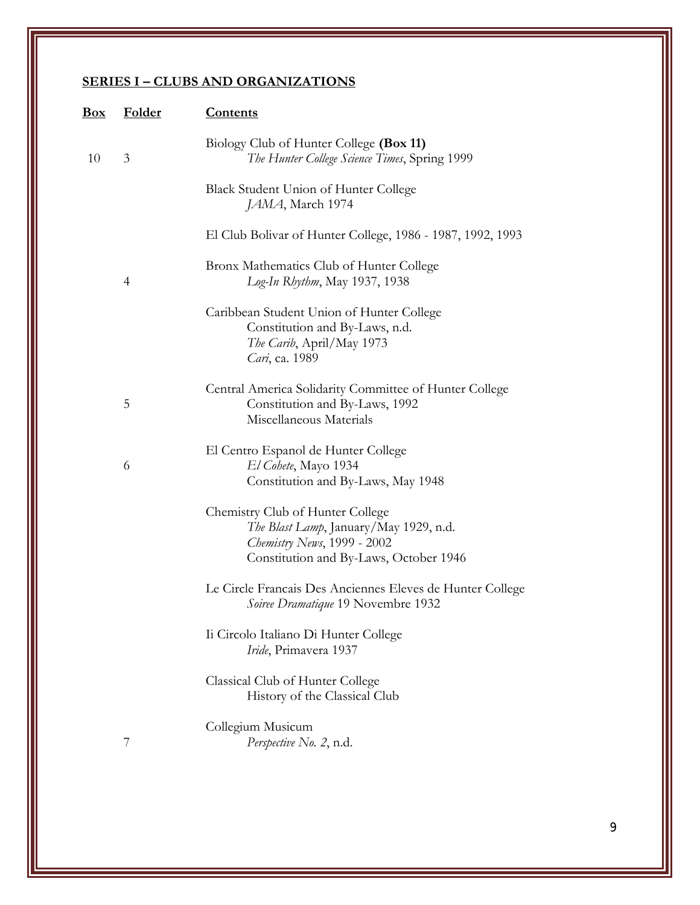## SERIES I – CLUBS AND ORGANIZATIONS

| Box | Folder | Contents |
|---|---|---|
| | | Biology Club of Hunter College **(Box 11)** |
| 10 | 3 | *The Hunter College Science Times*, Spring 1999 |
| | | Black Student Union of Hunter College |
| | | *JAMA*, March 1974 |
| | | El Club Bolivar of Hunter College, 1986 - 1987, 1992, 1993 |
| | | Bronx Mathematics Club of Hunter College |
| | 4 | *Log-In Rhythm*, May 1937, 1938 |
| | | Caribbean Student Union of Hunter College |
| | | Constitution and By-Laws, n.d. |
| | | *The Carib*, April/May 1973 |
| | | *Cari*, ca. 1989 |
| | | Central America Solidarity Committee of Hunter College |
| | 5 | Constitution and By-Laws, 1992 |
| | | Miscellaneous Materials |
| | | El Centro Espanol de Hunter College |
| | 6 | *El Cohete*, Mayo 1934 |
| | | Constitution and By-Laws, May 1948 |
| | | Chemistry Club of Hunter College |
| | | *The Blast Lamp*, January/May 1929, n.d. |
| | | *Chemistry News*, 1999 - 2002 |
| | | Constitution and By-Laws, October 1946 |
| | | Le Circle Francais Des Anciennes Eleves de Hunter College |
| | | *Soiree Dramatique* 19 Novembre 1932 |
| | | Ii Circolo Italiano Di Hunter College |
| | | *Iride*, Primavera 1937 |
| | | Classical Club of Hunter College |
| | | History of the Classical Club |
| | | Collegium Musicum |
| | 7 | *Perspective No. 2*, n.d. |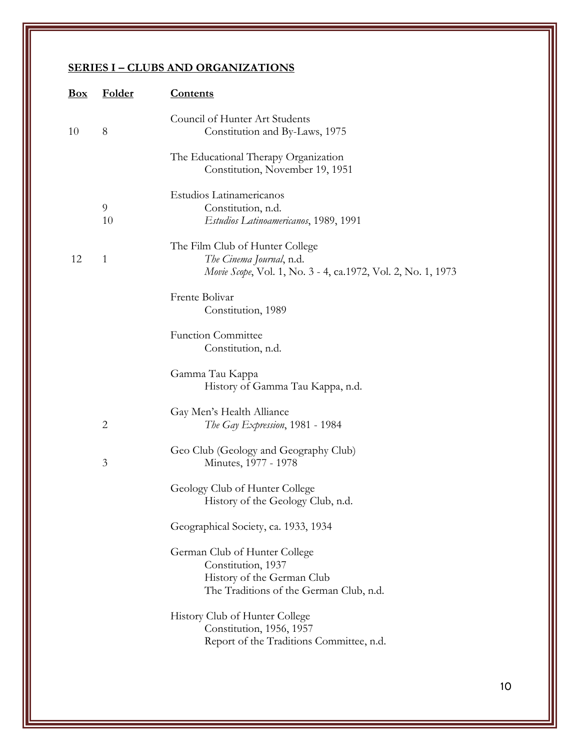## SERIES I – CLUBS AND ORGANIZATIONS

| Box | Folder | Contents |
|---|---|---|
| | | Council of Hunter Art Students |
| 10 | 8 | Constitution and By-Laws, 1975 |
| | | The Educational Therapy Organization |
| | | Constitution, November 19, 1951 |
| | | Estudios Latinamericanos |
| | 9 | Constitution, n.d. |
| | 10 | *Estudios Latinoamericanos*, 1989, 1991 |
| | | The Film Club of Hunter College |
| 12 | 1 | *The Cinema Journal*, n.d. |
| | | *Movie Scope*, Vol. 1, No. 3 - 4, ca.1972, Vol. 2, No. 1, 1973 |
| | | Frente Bolivar |
| | | Constitution, 1989 |
| | | Function Committee |
| | | Constitution, n.d. |
| | | Gamma Tau Kappa |
| | | History of Gamma Tau Kappa, n.d. |
| | | Gay Men's Health Alliance |
| | 2 | *The Gay Expression*, 1981 - 1984 |
| | | Geo Club (Geology and Geography Club) |
| | 3 | Minutes, 1977 - 1978 |
| | | Geology Club of Hunter College |
| | | History of the Geology Club, n.d. |
| | | Geographical Society, ca. 1933, 1934 |
| | | German Club of Hunter College |
| | | Constitution, 1937 |
| | | History of the German Club |
| | | The Traditions of the German Club, n.d. |
| | | History Club of Hunter College |
| | | Constitution, 1956, 1957 |
| | | Report of the Traditions Committee, n.d. |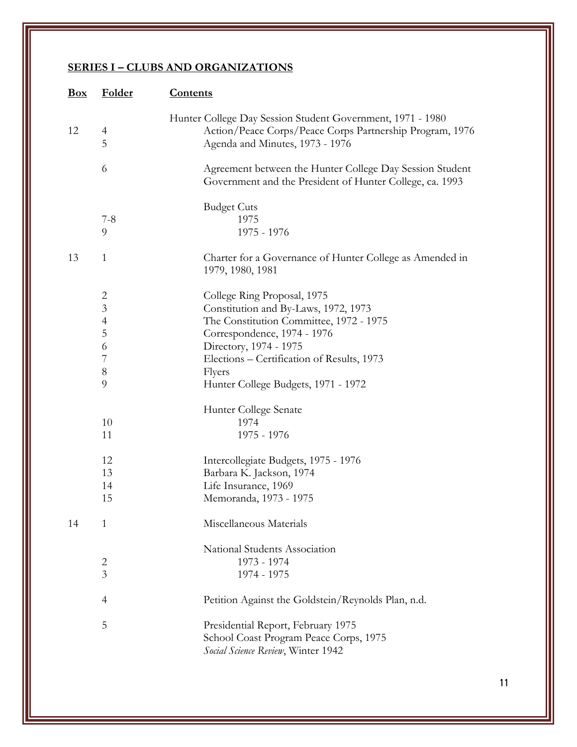## SERIES I – CLUBS AND ORGANIZATIONS

| Box | Folder | Contents |
|---|---|---|
| | | Hunter College Day Session Student Government, 1971 - 1980 |
| 12 | 4 | Action/Peace Corps/Peace Corps Partnership Program, 1976 |
| | 5 | Agenda and Minutes, 1973 - 1976 |
| | 6 | Agreement between the Hunter College Day Session Student Government and the President of Hunter College, ca. 1993 |
| | | Budget Cuts |
| | 7-8 | 1975 |
| | 9 | 1975 - 1976 |
| 13 | 1 | Charter for a Governance of Hunter College as Amended in 1979, 1980, 1981 |
| | 2 | College Ring Proposal, 1975 |
| | 3 | Constitution and By-Laws, 1972, 1973 |
| | 4 | The Constitution Committee, 1972 - 1975 |
| | 5 | Correspondence, 1974 - 1976 |
| | 6 | Directory, 1974 - 1975 |
| | 7 | Elections – Certification of Results, 1973 |
| | 8 | Flyers |
| | 9 | Hunter College Budgets, 1971 - 1972 |
| | | Hunter College Senate |
| | 10 | 1974 |
| | 11 | 1975 - 1976 |
| | 12 | Intercollegiate Budgets, 1975 - 1976 |
| | 13 | Barbara K. Jackson, 1974 |
| | 14 | Life Insurance, 1969 |
| | 15 | Memoranda, 1973 - 1975 |
| 14 | 1 | Miscellaneous Materials |
| | | National Students Association |
| | 2 | 1973 - 1974 |
| | 3 | 1974 - 1975 |
| | 4 | Petition Against the Goldstein/Reynolds Plan, n.d. |
| | 5 | Presidential Report, February 1975 |
| | | School Coast Program Peace Corps, 1975 |
| | | *Social Science Review*, Winter 1942 |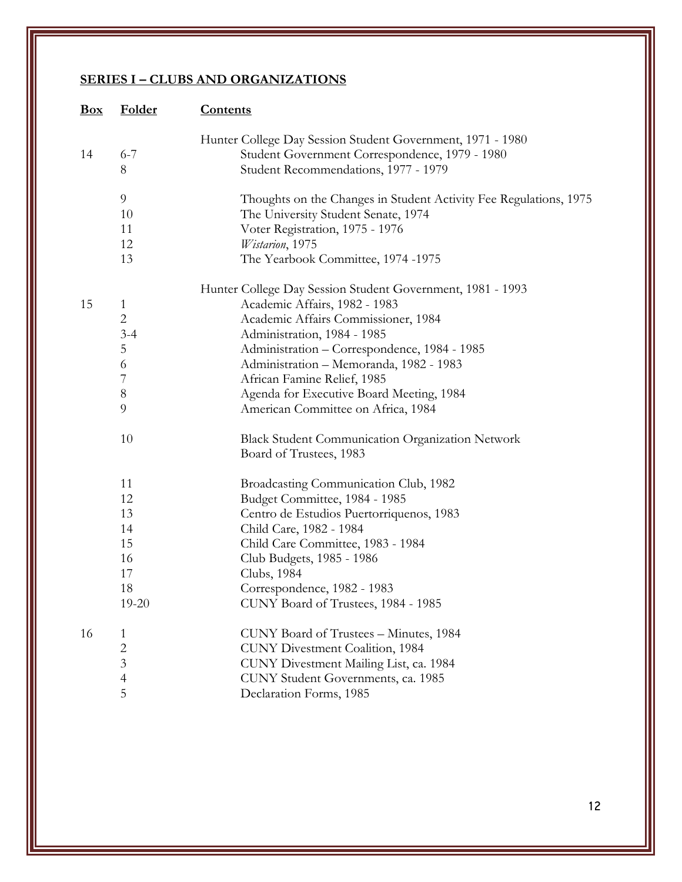## SERIES I – CLUBS AND ORGANIZATIONS

| Box | Folder | Contents |
|---|---|---|
| | | Hunter College Day Session Student Government, 1971 - 1980 |
| 14 | 6-7 | Student Government Correspondence, 1979 - 1980 |
| | 8 | Student Recommendations, 1977 - 1979 |
| | 9 | Thoughts on the Changes in Student Activity Fee Regulations, 1975 |
| | 10 | The University Student Senate, 1974 |
| | 11 | Voter Registration, 1975 - 1976 |
| | 12 | *Wistarion*, 1975 |
| | 13 | The Yearbook Committee, 1974 -1975 |
| | | Hunter College Day Session Student Government, 1981 - 1993 |
| 15 | 1 | Academic Affairs, 1982 - 1983 |
| | 2 | Academic Affairs Commissioner, 1984 |
| | 3-4 | Administration, 1984 - 1985 |
| | 5 | Administration – Correspondence, 1984 - 1985 |
| | 6 | Administration – Memoranda, 1982 - 1983 |
| | 7 | African Famine Relief, 1985 |
| | 8 | Agenda for Executive Board Meeting, 1984 |
| | 9 | American Committee on Africa, 1984 |
| | 10 | Black Student Communication Organization Network Board of Trustees, 1983 |
| | 11 | Broadcasting Communication Club, 1982 |
| | 12 | Budget Committee, 1984 - 1985 |
| | 13 | Centro de Estudios Puertorriquenos, 1983 |
| | 14 | Child Care, 1982 - 1984 |
| | 15 | Child Care Committee, 1983 - 1984 |
| | 16 | Club Budgets, 1985 - 1986 |
| | 17 | Clubs, 1984 |
| | 18 | Correspondence, 1982 - 1983 |
| | 19-20 | CUNY Board of Trustees, 1984 - 1985 |
| 16 | 1 | CUNY Board of Trustees – Minutes, 1984 |
| | 2 | CUNY Divestment Coalition, 1984 |
| | 3 | CUNY Divestment Mailing List, ca. 1984 |
| | 4 | CUNY Student Governments, ca. 1985 |
| | 5 | Declaration Forms, 1985 |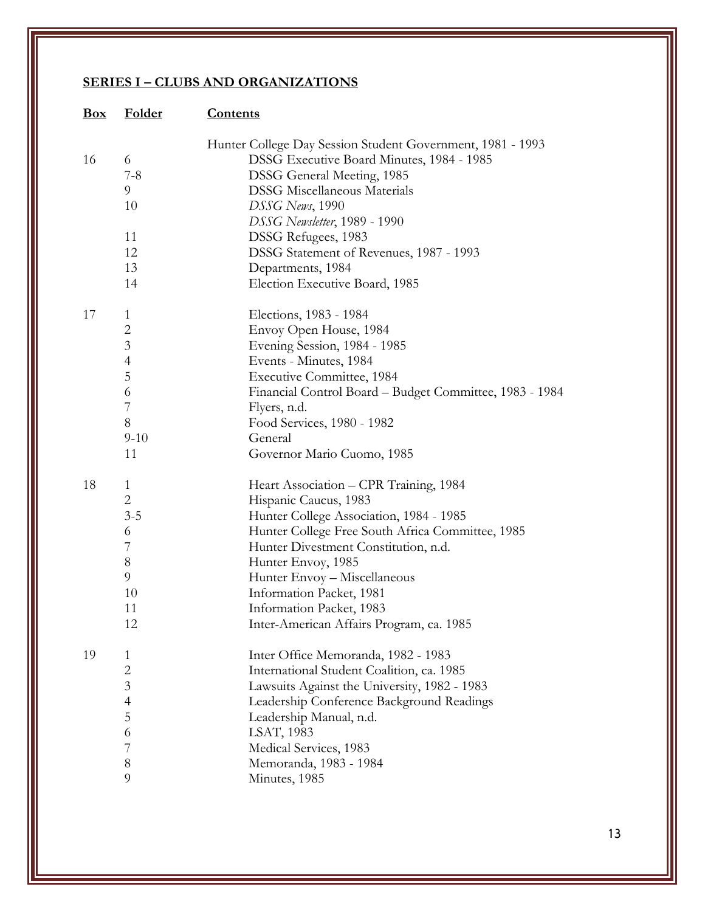## SERIES I – CLUBS AND ORGANIZATIONS

| Box | Folder | Contents |
|---|---|---|
| | | Hunter College Day Session Student Government, 1981 - 1993 |
| 16 | 6 | DSSG Executive Board Minutes, 1984 - 1985 |
| | 7-8 | DSSG General Meeting, 1985 |
| | 9 | DSSG Miscellaneous Materials |
| | 10 | *DSSG News*, 1990 |
| | | *DSSG Newsletter*, 1989 - 1990 |
| | 11 | DSSG Refugees, 1983 |
| | 12 | DSSG Statement of Revenues, 1987 - 1993 |
| | 13 | Departments, 1984 |
| | 14 | Election Executive Board, 1985 |
| 17 | 1 | Elections, 1983 - 1984 |
| | 2 | Envoy Open House, 1984 |
| | 3 | Evening Session, 1984 - 1985 |
| | 4 | Events - Minutes, 1984 |
| | 5 | Executive Committee, 1984 |
| | 6 | Financial Control Board – Budget Committee, 1983 - 1984 |
| | 7 | Flyers, n.d. |
| | 8 | Food Services, 1980 - 1982 |
| | 9-10 | General |
| | 11 | Governor Mario Cuomo, 1985 |
| 18 | 1 | Heart Association – CPR Training, 1984 |
| | 2 | Hispanic Caucus, 1983 |
| | 3-5 | Hunter College Association, 1984 - 1985 |
| | 6 | Hunter College Free South Africa Committee, 1985 |
| | 7 | Hunter Divestment Constitution, n.d. |
| | 8 | Hunter Envoy, 1985 |
| | 9 | Hunter Envoy – Miscellaneous |
| | 10 | Information Packet, 1981 |
| | 11 | Information Packet, 1983 |
| | 12 | Inter-American Affairs Program, ca. 1985 |
| 19 | 1 | Inter Office Memoranda, 1982 - 1983 |
| | 2 | International Student Coalition, ca. 1985 |
| | 3 | Lawsuits Against the University, 1982 - 1983 |
| | 4 | Leadership Conference Background Readings |
| | 5 | Leadership Manual, n.d. |
| | 6 | LSAT, 1983 |
| | 7 | Medical Services, 1983 |
| | 8 | Memoranda, 1983 - 1984 |
| | 9 | Minutes, 1985 |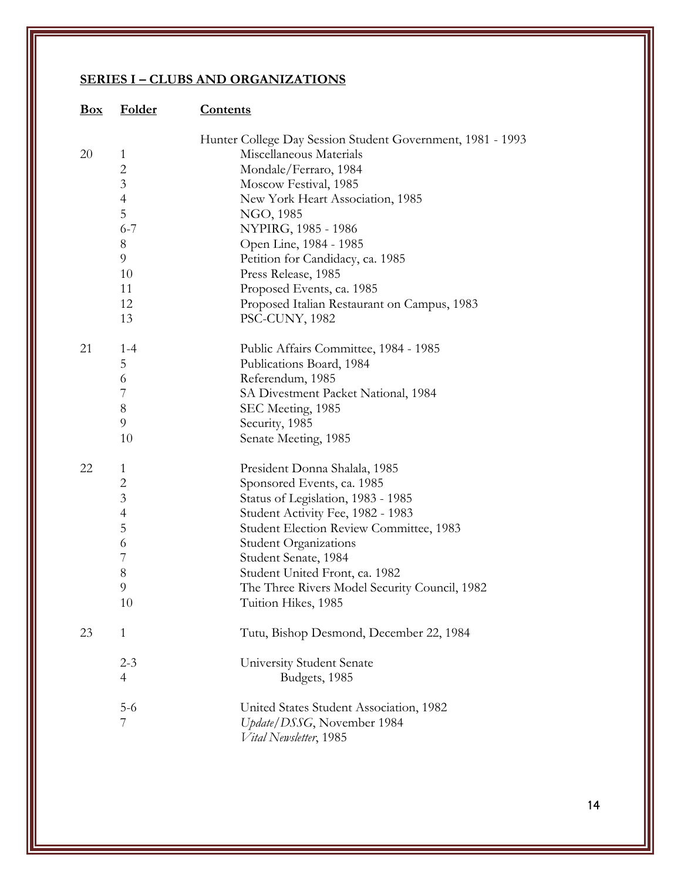## SERIES I – CLUBS AND ORGANIZATIONS

| Box | Folder | Contents |
|---|---|---|
| | | Hunter College Day Session Student Government, 1981 - 1993 |
| 20 | 1 | Miscellaneous Materials |
| | 2 | Mondale/Ferraro, 1984 |
| | 3 | Moscow Festival, 1985 |
| | 4 | New York Heart Association, 1985 |
| | 5 | NGO, 1985 |
| | 6-7 | NYPIRG, 1985 - 1986 |
| | 8 | Open Line, 1984 - 1985 |
| | 9 | Petition for Candidacy, ca. 1985 |
| | 10 | Press Release, 1985 |
| | 11 | Proposed Events, ca. 1985 |
| | 12 | Proposed Italian Restaurant on Campus, 1983 |
| | 13 | PSC-CUNY, 1982 |
| 21 | 1-4 | Public Affairs Committee, 1984 - 1985 |
| | 5 | Publications Board, 1984 |
| | 6 | Referendum, 1985 |
| | 7 | SA Divestment Packet National, 1984 |
| | 8 | SEC Meeting, 1985 |
| | 9 | Security, 1985 |
| | 10 | Senate Meeting, 1985 |
| 22 | 1 | President Donna Shalala, 1985 |
| | 2 | Sponsored Events, ca. 1985 |
| | 3 | Status of Legislation, 1983 - 1985 |
| | 4 | Student Activity Fee, 1982 - 1983 |
| | 5 | Student Election Review Committee, 1983 |
| | 6 | Student Organizations |
| | 7 | Student Senate, 1984 |
| | 8 | Student United Front, ca. 1982 |
| | 9 | The Three Rivers Model Security Council, 1982 |
| | 10 | Tuition Hikes, 1985 |
| 23 | 1 | Tutu, Bishop Desmond, December 22, 1984 |
| | 2-3 | University Student Senate |
| | 4 | Budgets, 1985 |
| | 5-6 | United States Student Association, 1982 |
| | 7 | *Update/DSSG*, November 1984 |
| | | *Vital Newsletter*, 1985 |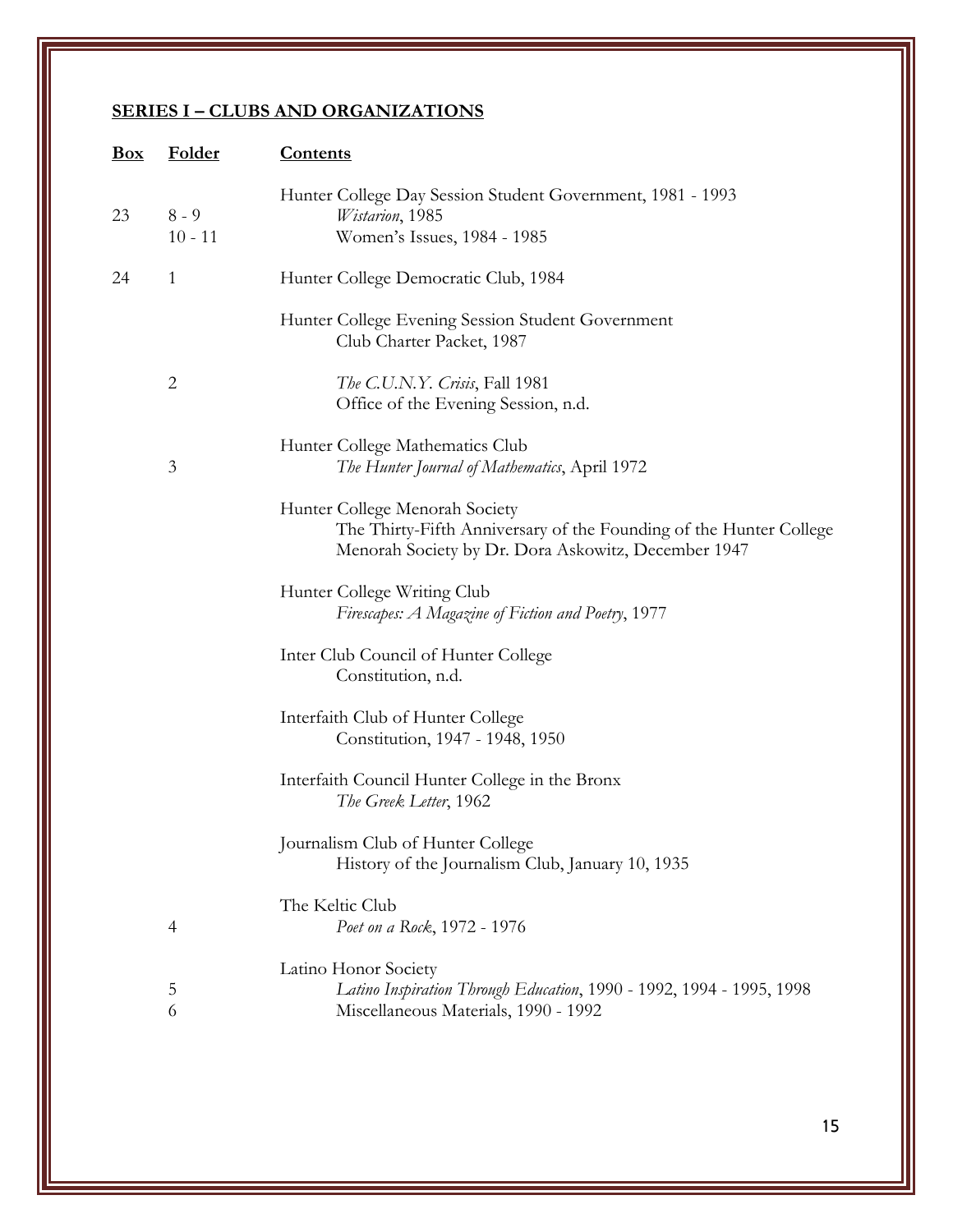## SERIES I – CLUBS AND ORGANIZATIONS

| Box | Folder | Contents |
|---|---|---|
| | | Hunter College Day Session Student Government, 1981 - 1993 |
| 23 | 8 - 9 | *Wistarion*, 1985 |
| | 10 - 11 | Women's Issues, 1984 - 1985 |
| 24 | 1 | Hunter College Democratic Club, 1984 |
| | | Hunter College Evening Session Student Government |
| | | Club Charter Packet, 1987 |
| | 2 | *The C.U.N.Y. Crisis*, Fall 1981 |
| | | Office of the Evening Session, n.d. |
| | | Hunter College Mathematics Club |
| | 3 | *The Hunter Journal of Mathematics*, April 1972 |
| | | Hunter College Menorah Society |
| | | The Thirty-Fifth Anniversary of the Founding of the Hunter College Menorah Society by Dr. Dora Askowitz, December 1947 |
| | | Hunter College Writing Club |
| | | *Firescapes: A Magazine of Fiction and Poetry*, 1977 |
| | | Inter Club Council of Hunter College |
| | | Constitution, n.d. |
| | | Interfaith Club of Hunter College |
| | | Constitution, 1947 - 1948, 1950 |
| | | Interfaith Council Hunter College in the Bronx |
| | | *The Greek Letter*, 1962 |
| | | Journalism Club of Hunter College |
| | | History of the Journalism Club, January 10, 1935 |
| | | The Keltic Club |
| | 4 | *Poet on a Rock*, 1972 - 1976 |
| | | Latino Honor Society |
| | 5 | *Latino Inspiration Through Education*, 1990 - 1992, 1994 - 1995, 1998 |
| | 6 | Miscellaneous Materials, 1990 - 1992 |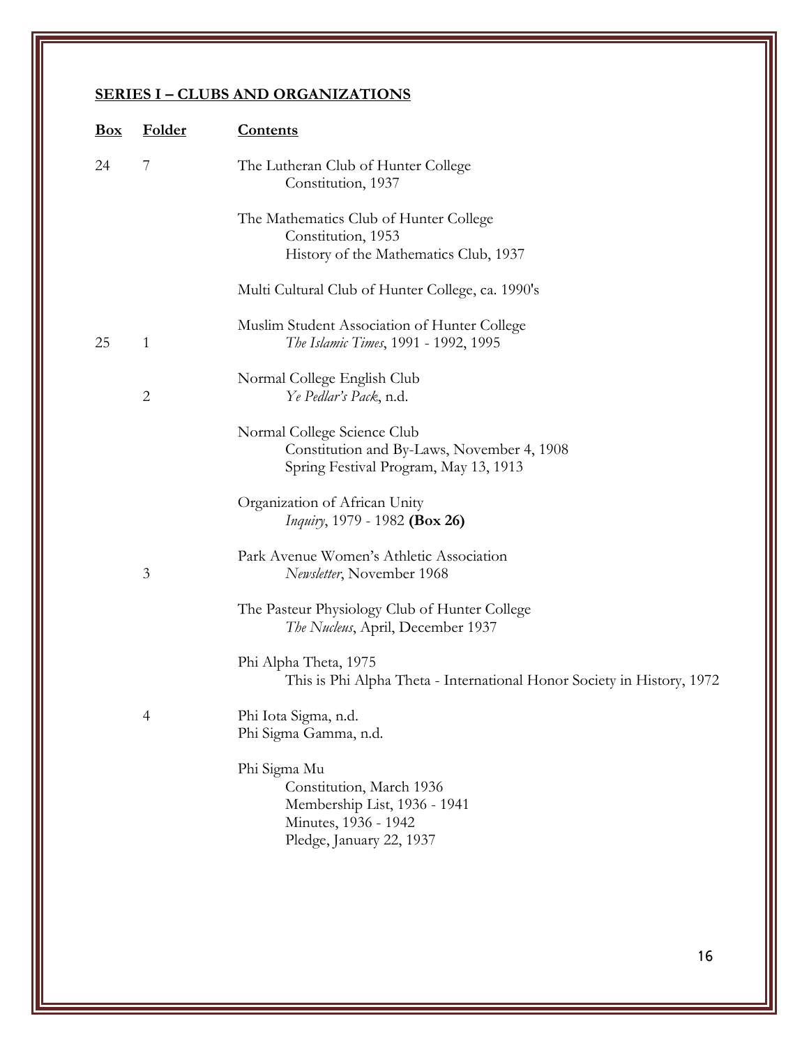## SERIES I – CLUBS AND ORGANIZATIONS

| Box | Folder | Contents |
|---|---|---|
| 24 | 7 | The Lutheran Club of Hunter College |
| | | Constitution, 1937 |
| | | |
| | | The Mathematics Club of Hunter College |
| | | Constitution, 1953 |
| | | History of the Mathematics Club, 1937 |
| | | |
| | | Multi Cultural Club of Hunter College, ca. 1990's |
| | | |
| | | Muslim Student Association of Hunter College |
| 25 | 1 | *The Islamic Times*, 1991 - 1992, 1995 |
| | | |
| | | Normal College English Club |
| | 2 | *Ye Pedlar's Pack*, n.d. |
| | | |
| | | Normal College Science Club |
| | | Constitution and By-Laws, November 4, 1908 |
| | | Spring Festival Program, May 13, 1913 |
| | | |
| | | Organization of African Unity |
| | | *Inquiry*, 1979 - 1982 **(Box 26)** |
| | | |
| | | Park Avenue Women's Athletic Association |
| | 3 | *Newsletter*, November 1968 |
| | | |
| | | The Pasteur Physiology Club of Hunter College |
| | | *The Nucleus*, April, December 1937 |
| | | |
| | | Phi Alpha Theta, 1975 |
| | | This is Phi Alpha Theta - International Honor Society in History, 1972 |
| | | |
| | 4 | Phi Iota Sigma, n.d. |
| | | Phi Sigma Gamma, n.d. |
| | | |
| | | Phi Sigma Mu |
| | | Constitution, March 1936 |
| | | Membership List, 1936 - 1941 |
| | | Minutes, 1936 - 1942 |
| | | Pledge, January 22, 1937 |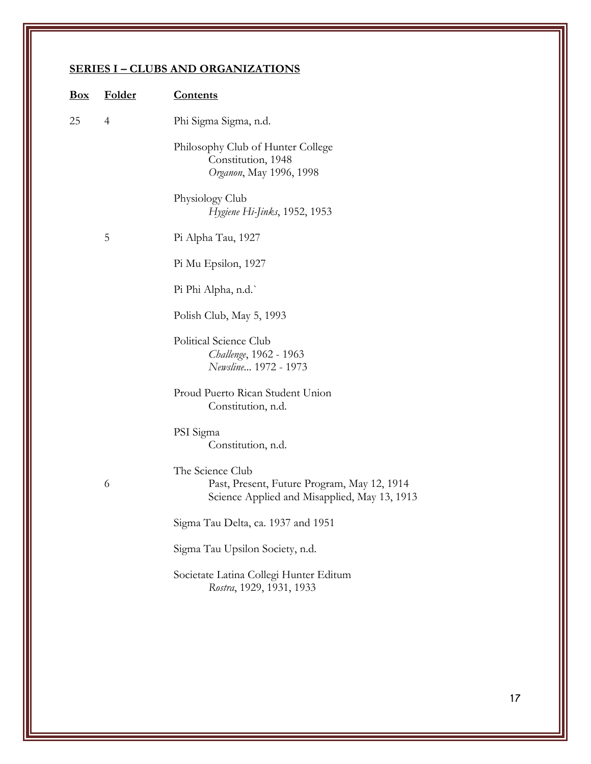## SERIES I – CLUBS AND ORGANIZATIONS

| Box | Folder | Contents |
|---|---|---|
| 25 | 4 | Phi Sigma Sigma, n.d. |
| | | Philosophy Club of Hunter College<br>Constitution, 1948<br>*Organon*, May 1996, 1998 |
| | | Physiology Club<br>*Hygiene Hi-Jinks*, 1952, 1953 |
| | 5 | Pi Alpha Tau, 1927 |
| | | Pi Mu Epsilon, 1927 |
| | | Pi Phi Alpha, n.d.` |
| | | Polish Club, May 5, 1993 |
| | | Political Science Club<br>*Challenge*, 1962 - 1963<br>*Newsline*... 1972 - 1973 |
| | | Proud Puerto Rican Student Union<br>Constitution, n.d. |
| | | PSI Sigma<br>Constitution, n.d. |
| | 6 | The Science Club<br>Past, Present, Future Program, May 12, 1914<br>Science Applied and Misapplied, May 13, 1913 |
| | | Sigma Tau Delta, ca. 1937 and 1951 |
| | | Sigma Tau Upsilon Society, n.d. |
| | | Societate Latina Collegi Hunter Editum<br>*Rostra*, 1929, 1931, 1933 |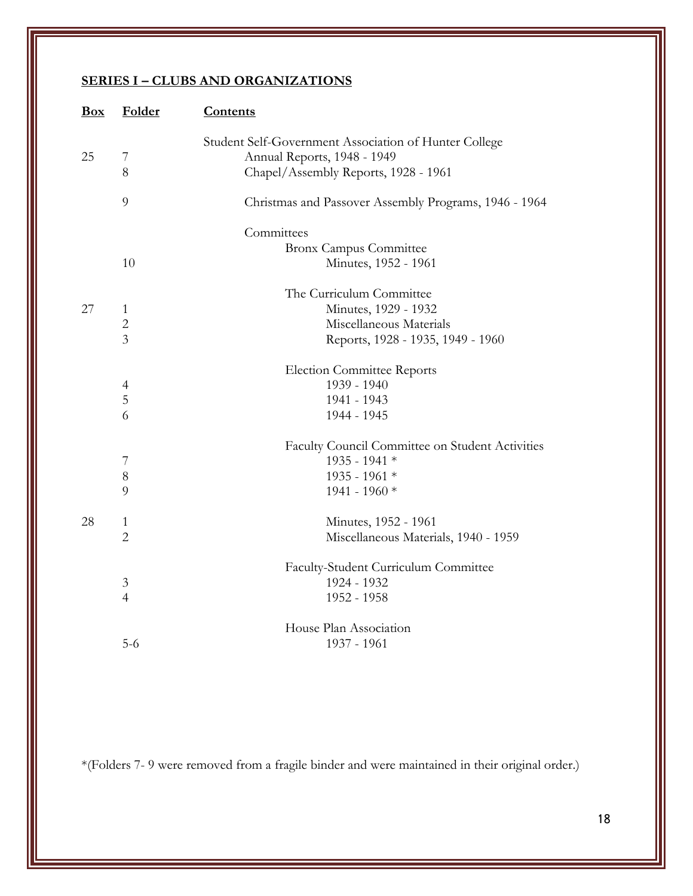## SERIES I – CLUBS AND ORGANIZATIONS

| Box | Folder | Contents |
|---|---|---|
| | | Student Self-Government Association of Hunter College |
| 25 | 7 | Annual Reports, 1948 - 1949 |
| | 8 | Chapel/Assembly Reports, 1928 - 1961 |
| | 9 | Christmas and Passover Assembly Programs, 1946 - 1964 |
| | | Committees |
| | | Bronx Campus Committee |
| | 10 | Minutes, 1952 - 1961 |
| | | The Curriculum Committee |
| 27 | 1 | Minutes, 1929 - 1932 |
| | 2 | Miscellaneous Materials |
| | 3 | Reports, 1928 - 1935, 1949 - 1960 |
| | | Election Committee Reports |
| | 4 | 1939 - 1940 |
| | 5 | 1941 - 1943 |
| | 6 | 1944 - 1945 |
| | | Faculty Council Committee on Student Activities |
| | 7 | 1935 - 1941 * |
| | 8 | 1935 - 1961 * |
| | 9 | 1941 - 1960 * |
| 28 | 1 | Minutes, 1952 - 1961 |
| | 2 | Miscellaneous Materials, 1940 - 1959 |
| | | Faculty-Student Curriculum Committee |
| | 3 | 1924 - 1932 |
| | 4 | 1952 - 1958 |
| | | House Plan Association |
| | 5-6 | 1937 - 1961 |

*(Folders 7- 9 were removed from a fragile binder and were maintained in their original order.)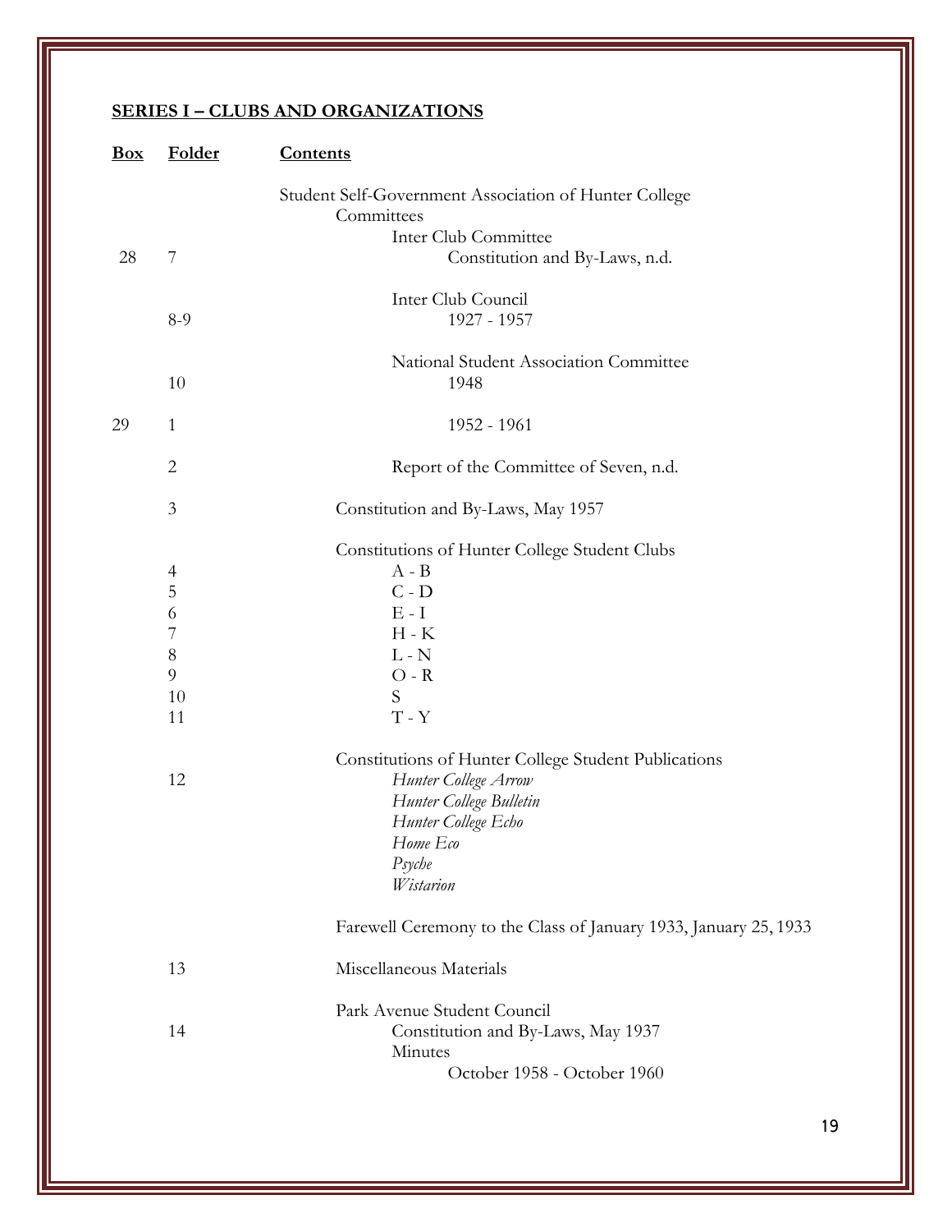**SERIES I – CLUBS AND ORGANIZATIONS**

| Box | Folder | Contents |
|---|---|---|
| | | Student Self-Government Association of Hunter College |
| | | Committees |
| | | Inter Club Committee |
| 28 | 7 | Constitution and By-Laws, n.d. |
| | | Inter Club Council |
| | 8-9 | 1927 - 1957 |
| | | National Student Association Committee |
| | 10 | 1948 |
| 29 | 1 | 1952 - 1961 |
| | 2 | Report of the Committee of Seven, n.d. |
| | 3 | Constitution and By-Laws, May 1957 |
| | | Constitutions of Hunter College Student Clubs |
| | 4 | A - B |
| | 5 | C - D |
| | 6 | E - I |
| | 7 | H - K |
| | 8 | L - N |
| | 9 | O - R |
| | 10 | S |
| | 11 | T - Y |
| | | Constitutions of Hunter College Student Publications |
| | 12 | *Hunter College Arrow* |
| | | *Hunter College Bulletin* |
| | | *Hunter College Echo* |
| | | *Home Eco* |
| | | *Psyche* |
| | | *Wistarion* |
| | | Farewell Ceremony to the Class of January 1933, January 25, 1933 |
| | 13 | Miscellaneous Materials |
| | | Park Avenue Student Council |
| | 14 | Constitution and By-Laws, May 1937 |
| | | Minutes |
| | | October 1958 - October 1960 |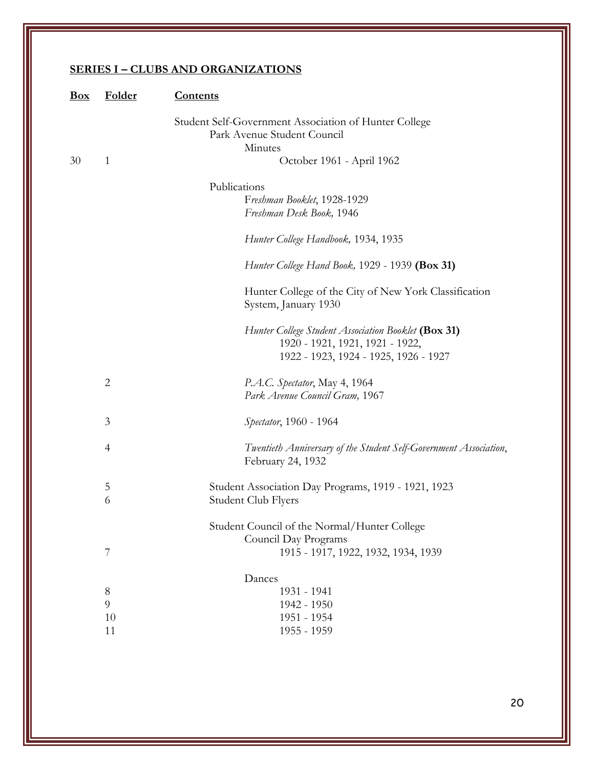## SERIES I – CLUBS AND ORGANIZATIONS

| Box | Folder | Contents |
|---|---|---|
| | | Student Self-Government Association of Hunter College |
| | | Park Avenue Student Council |
| | | Minutes |
| 30 | 1 | October 1961 - April 1962 |
| | | Publications |
| | | *Freshman Booklet*, 1928-1929 |
| | | *Freshman Desk Book,* 1946 |
| | | *Hunter College Handbook,* 1934, 1935 |
| | | *Hunter College Hand Book,* 1929 - 1939 **(Box 31)** |
| | | Hunter College of the City of New York Classification System, January 1930 |
| | | *Hunter College Student Association Booklet* **(Box 31)** 1920 - 1921, 1921, 1921 - 1922, 1922 - 1923, 1924 - 1925, 1926 - 1927 |
| | 2 | *P.A.C. Spectator*, May 4, 1964 |
| | | *Park Avenue Council Gram,* 1967 |
| | 3 | *Spectator*, 1960 - 1964 |
| | 4 | *Twentieth Anniversary of the Student Self-Government Association*, February 24, 1932 |
| | 5 | Student Association Day Programs, 1919 - 1921, 1923 |
| | 6 | Student Club Flyers |
| | | Student Council of the Normal/Hunter College |
| | | Council Day Programs |
| | 7 | 1915 - 1917, 1922, 1932, 1934, 1939 |
| | | Dances |
| | 8 | 1931 - 1941 |
| | 9 | 1942 - 1950 |
| | 10 | 1951 - 1954 |
| | 11 | 1955 - 1959 |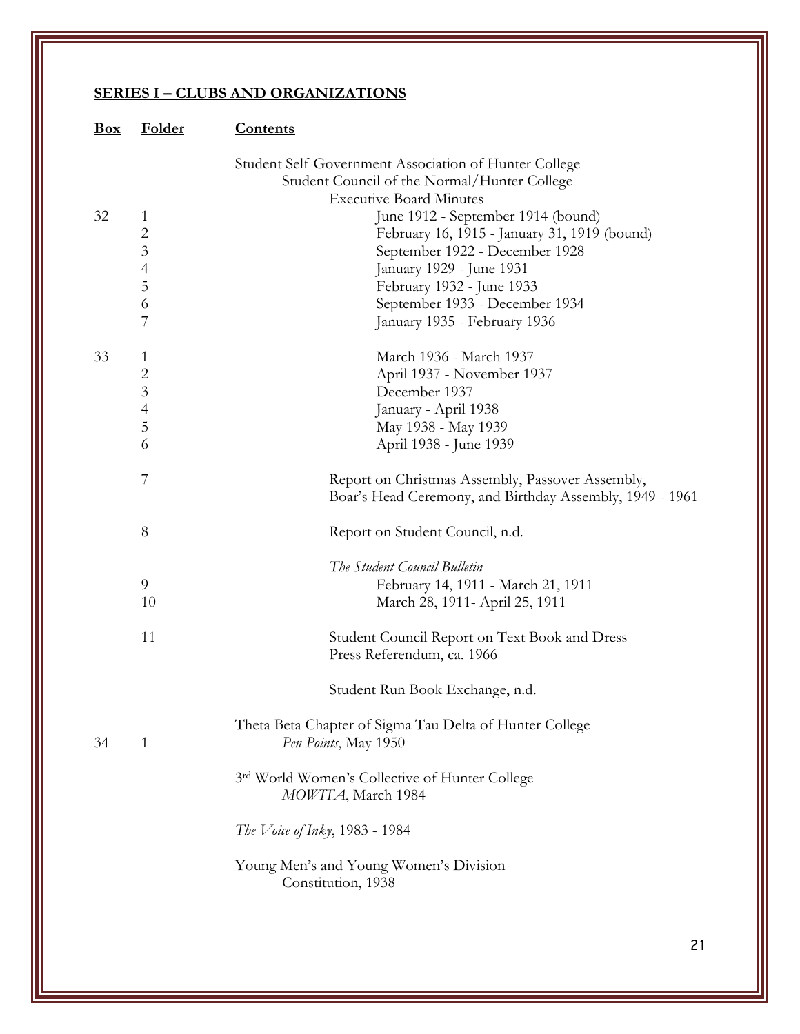## SERIES I – CLUBS AND ORGANIZATIONS

| Box | Folder | Contents |
|---|---|---|
| | | Student Self-Government Association of Hunter College |
| | | Student Council of the Normal/Hunter College |
| | | Executive Board Minutes |
| 32 | 1 | June 1912 - September 1914 (bound) |
| | 2 | February 16, 1915 - January 31, 1919 (bound) |
| | 3 | September 1922 - December 1928 |
| | 4 | January 1929 - June 1931 |
| | 5 | February 1932 - June 1933 |
| | 6 | September 1933 - December 1934 |
| | 7 | January 1935 - February 1936 |
| 33 | 1 | March 1936 - March 1937 |
| | 2 | April 1937 - November 1937 |
| | 3 | December 1937 |
| | 4 | January - April 1938 |
| | 5 | May 1938 - May 1939 |
| | 6 | April 1938 - June 1939 |
| | 7 | Report on Christmas Assembly, Passover Assembly, Boar's Head Ceremony, and Birthday Assembly, 1949 - 1961 |
| | 8 | Report on Student Council, n.d. |
| | | *The Student Council Bulletin* |
| | 9 | February 14, 1911 - March 21, 1911 |
| | 10 | March 28, 1911- April 25, 1911 |
| | 11 | Student Council Report on Text Book and Dress Press Referendum, ca. 1966 |
| | | Student Run Book Exchange, n.d. |
| | | Theta Beta Chapter of Sigma Tau Delta of Hunter College |
| 34 | 1 | *Pen Points*, May 1950 |
| | | 3rd World Women's Collective of Hunter College |
| | | *MOWITA*, March 1984 |
| | | *The Voice of Inky*, 1983 - 1984 |
| | | Young Men's and Young Women's Division |
| | | Constitution, 1938 |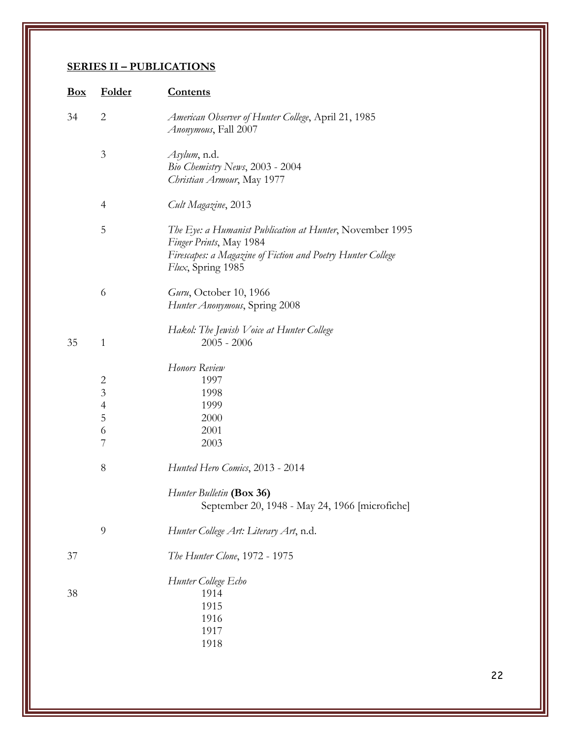## SERIES II – PUBLICATIONS

| Box | Folder | Contents |
|---|---|---|
| 34 | 2 | *American Observer of Hunter College*, April 21, 1985 |
| | | *Anonymous*, Fall 2007 |
| | 3 | *Asylum*, n.d. |
| | | *Bio Chemistry News*, 2003 - 2004 |
| | | *Christian Armour*, May 1977 |
| | 4 | *Cult Magazine*, 2013 |
| | 5 | *The Eye: a Humanist Publication at Hunter*, November 1995 |
| | | *Finger Prints*, May 1984 |
| | | *Firescapes: a Magazine of Fiction and Poetry Hunter College* |
| | | *Flux*, Spring 1985 |
| | 6 | *Guru*, October 10, 1966 |
| | | *Hunter Anonymous*, Spring 2008 |
| | | *Hakol: The Jewish Voice at Hunter College* |
| 35 | 1 | 2005 - 2006 |
| | | *Honors Review* |
| | 2 | 1997 |
| | 3 | 1998 |
| | 4 | 1999 |
| | 5 | 2000 |
| | 6 | 2001 |
| | 7 | 2003 |
| | 8 | *Hunted Hero Comics*, 2013 - 2014 |
| | | *Hunter Bulletin* **(Box 36)** |
| | | September 20, 1948 - May 24, 1966 [microfiche] |
| | 9 | *Hunter College Art: Literary Art*, n.d. |
| 37 | | *The Hunter Clone*, 1972 - 1975 |
| | | *Hunter College Echo* |
| 38 | | 1914 |
| | | 1915 |
| | | 1916 |
| | | 1917 |
| | | 1918 |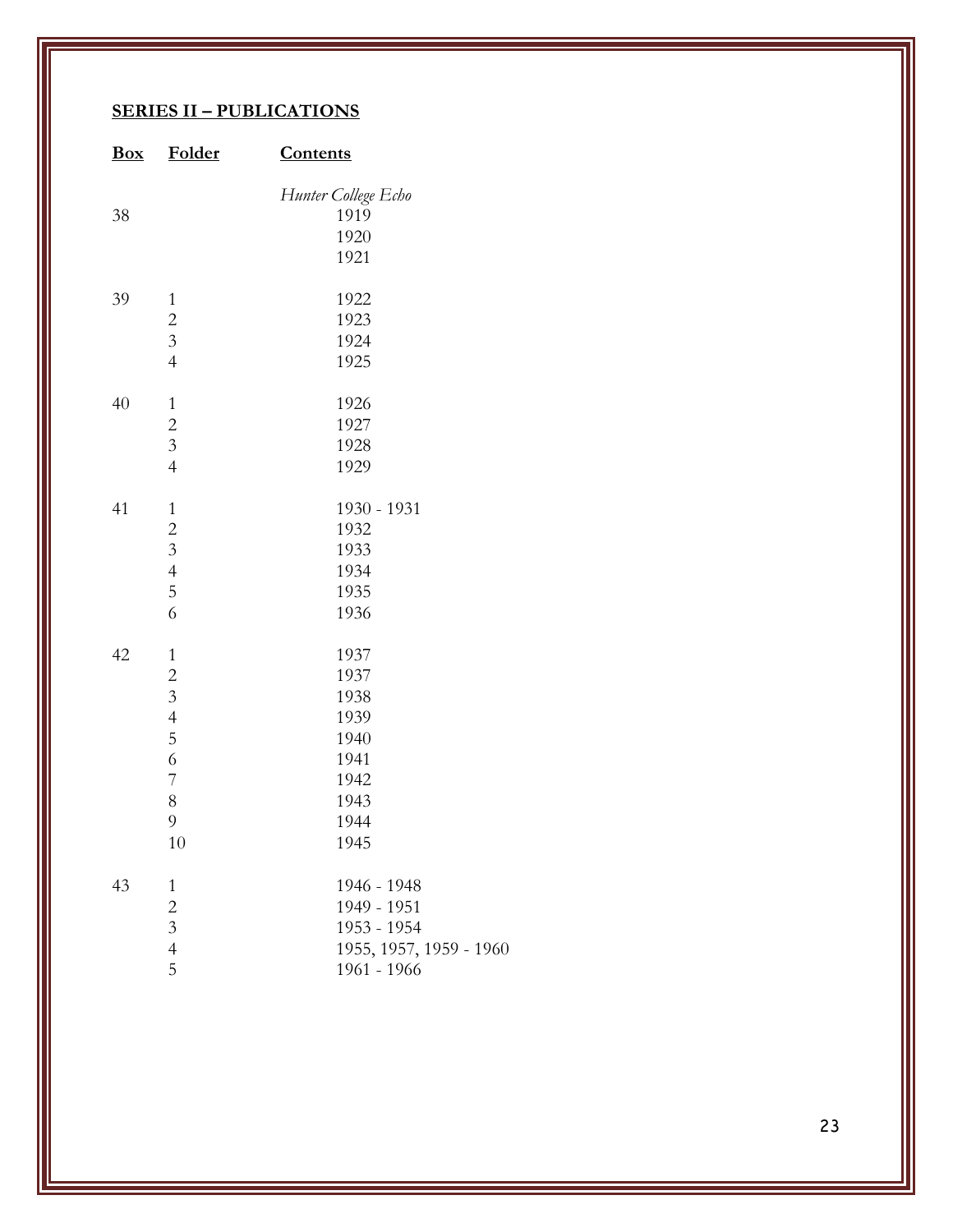**SERIES II – PUBLICATIONS**

| Box | Folder | Contents |
|---|---|---|
| | | *Hunter College Echo* |
| 38 | | 1919 |
| | | 1920 |
| | | 1921 |
| 39 | 1 | 1922 |
| | 2 | 1923 |
| | 3 | 1924 |
| | 4 | 1925 |
| 40 | 1 | 1926 |
| | 2 | 1927 |
| | 3 | 1928 |
| | 4 | 1929 |
| 41 | 1 | 1930 - 1931 |
| | 2 | 1932 |
| | 3 | 1933 |
| | 4 | 1934 |
| | 5 | 1935 |
| | 6 | 1936 |
| 42 | 1 | 1937 |
| | 2 | 1937 |
| | 3 | 1938 |
| | 4 | 1939 |
| | 5 | 1940 |
| | 6 | 1941 |
| | 7 | 1942 |
| | 8 | 1943 |
| | 9 | 1944 |
| | 10 | 1945 |
| 43 | 1 | 1946 - 1948 |
| | 2 | 1949 - 1951 |
| | 3 | 1953 - 1954 |
| | 4 | 1955, 1957, 1959 - 1960 |
| | 5 | 1961 - 1966 |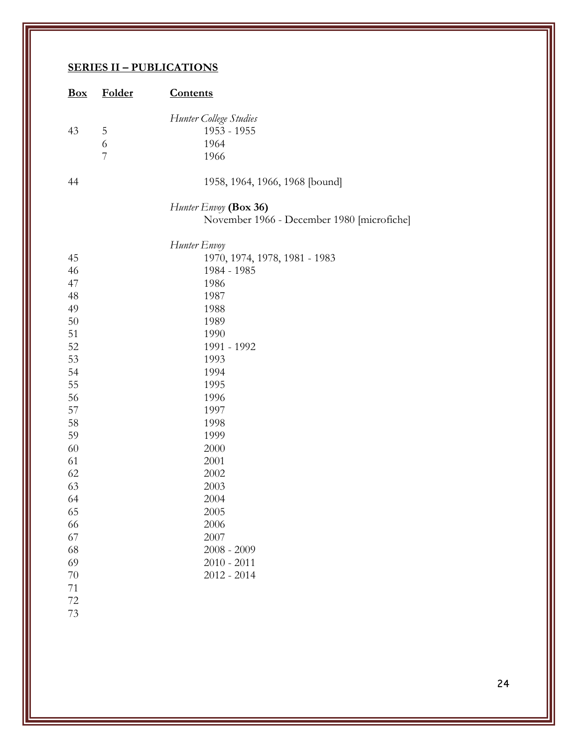## SERIES II – PUBLICATIONS

| Box | Folder | Contents |
|---|---|---|
| | | *Hunter College Studies* |
| 43 | 5 | 1953 - 1955 |
| | 6 | 1964 |
| | 7 | 1966 |
| 44 | | 1958, 1964, 1966, 1968 [bound] |
| | | *Hunter Envoy* **(Box 36)** |
| | | November 1966 - December 1980 [microfiche] |
| | | *Hunter Envoy* |
| 45 | | 1970, 1974, 1978, 1981 - 1983 |
| 46 | | 1984 - 1985 |
| 47 | | 1986 |
| 48 | | 1987 |
| 49 | | 1988 |
| 50 | | 1989 |
| 51 | | 1990 |
| 52 | | 1991 - 1992 |
| 53 | | 1993 |
| 54 | | 1994 |
| 55 | | 1995 |
| 56 | | 1996 |
| 57 | | 1997 |
| 58 | | 1998 |
| 59 | | 1999 |
| 60 | | 2000 |
| 61 | | 2001 |
| 62 | | 2002 |
| 63 | | 2003 |
| 64 | | 2004 |
| 65 | | 2005 |
| 66 | | 2006 |
| 67 | | 2007 |
| 68 | | 2008 - 2009 |
| 69 | | 2010 - 2011 |
| 70 | | 2012 - 2014 |
| 71 | | |
| 72 | | |
| 73 | | |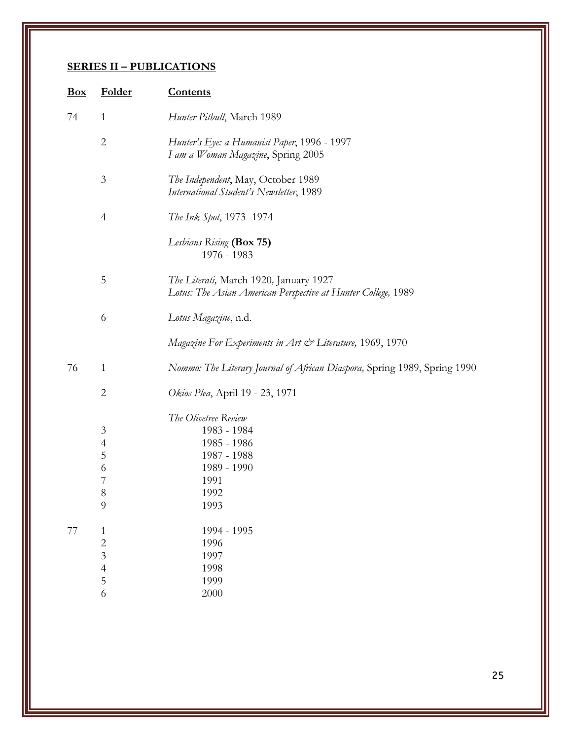## SERIES II – PUBLICATIONS

| Box | Folder | Contents |
|---|---|---|
| 74 | 1 | *Hunter Pitbull*, March 1989 |
| | 2 | *Hunter's Eye: a Humanist Paper*, 1996 - 1997<br>*I am a Woman Magazine*, Spring 2005 |
| | 3 | *The Independent*, May, October 1989<br>*International Student's Newsletter*, 1989 |
| | 4 | *The Ink Spot*, 1973 -1974 |
| | | *Lesbians Rising* **(Box 75)**<br>1976 - 1983 |
| | 5 | *The Literati,* March 1920*,* January 1927<br>*Lotus: The Asian American Perspective at Hunter College,* 1989 |
| | 6 | *Lotus Magazine*, n.d. |
| | | *Magazine For Experiments in Art & Literature,* 1969, 1970 |
| 76 | 1 | *Nommo: The Literary Journal of African Diaspora,* Spring 1989, Spring 1990 |
| | 2 | *Okios Plea*, April 19 - 23, 1971 |
| | | *The Olivetree Review* |
| | 3 | 1983 - 1984 |
| | 4 | 1985 - 1986 |
| | 5 | 1987 - 1988 |
| | 6 | 1989 - 1990 |
| | 7 | 1991 |
| | 8 | 1992 |
| | 9 | 1993 |
| 77 | 1 | 1994 - 1995 |
| | 2 | 1996 |
| | 3 | 1997 |
| | 4 | 1998 |
| | 5 | 1999 |
| | 6 | 2000 |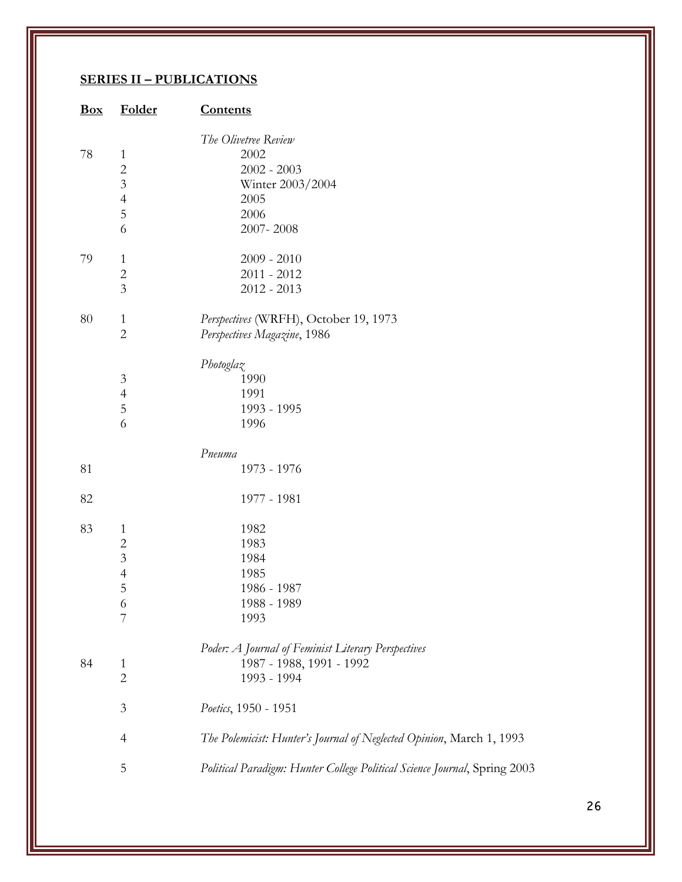## SERIES II – PUBLICATIONS

| Box | Folder | Contents |
|---|---|---|
| | | *The Olivetree Review* |
| 78 | 1 | 2002 |
| | 2 | 2002 - 2003 |
| | 3 | Winter 2003/2004 |
| | 4 | 2005 |
| | 5 | 2006 |
| | 6 | 2007- 2008 |
| 79 | 1 | 2009 - 2010 |
| | 2 | 2011 - 2012 |
| | 3 | 2012 - 2013 |
| 80 | 1 | *Perspectives* (WRFH), October 19, 1973 |
| | 2 | *Perspectives Magazine*, 1986 |
| | | *Photoglaz* |
| | 3 | 1990 |
| | 4 | 1991 |
| | 5 | 1993 - 1995 |
| | 6 | 1996 |
| | | *Pneuma* |
| 81 | | 1973 - 1976 |
| 82 | | 1977 - 1981 |
| 83 | 1 | 1982 |
| | 2 | 1983 |
| | 3 | 1984 |
| | 4 | 1985 |
| | 5 | 1986 - 1987 |
| | 6 | 1988 - 1989 |
| | 7 | 1993 |
| | | *Poder: A Journal of Feminist Literary Perspectives* |
| 84 | 1 | 1987 - 1988, 1991 - 1992 |
| | 2 | 1993 - 1994 |
| | 3 | *Poetics*, 1950 - 1951 |
| | 4 | *The Polemicist: Hunter's Journal of Neglected Opinion*, March 1, 1993 |
| | 5 | *Political Paradigm: Hunter College Political Science Journal*, Spring 2003 |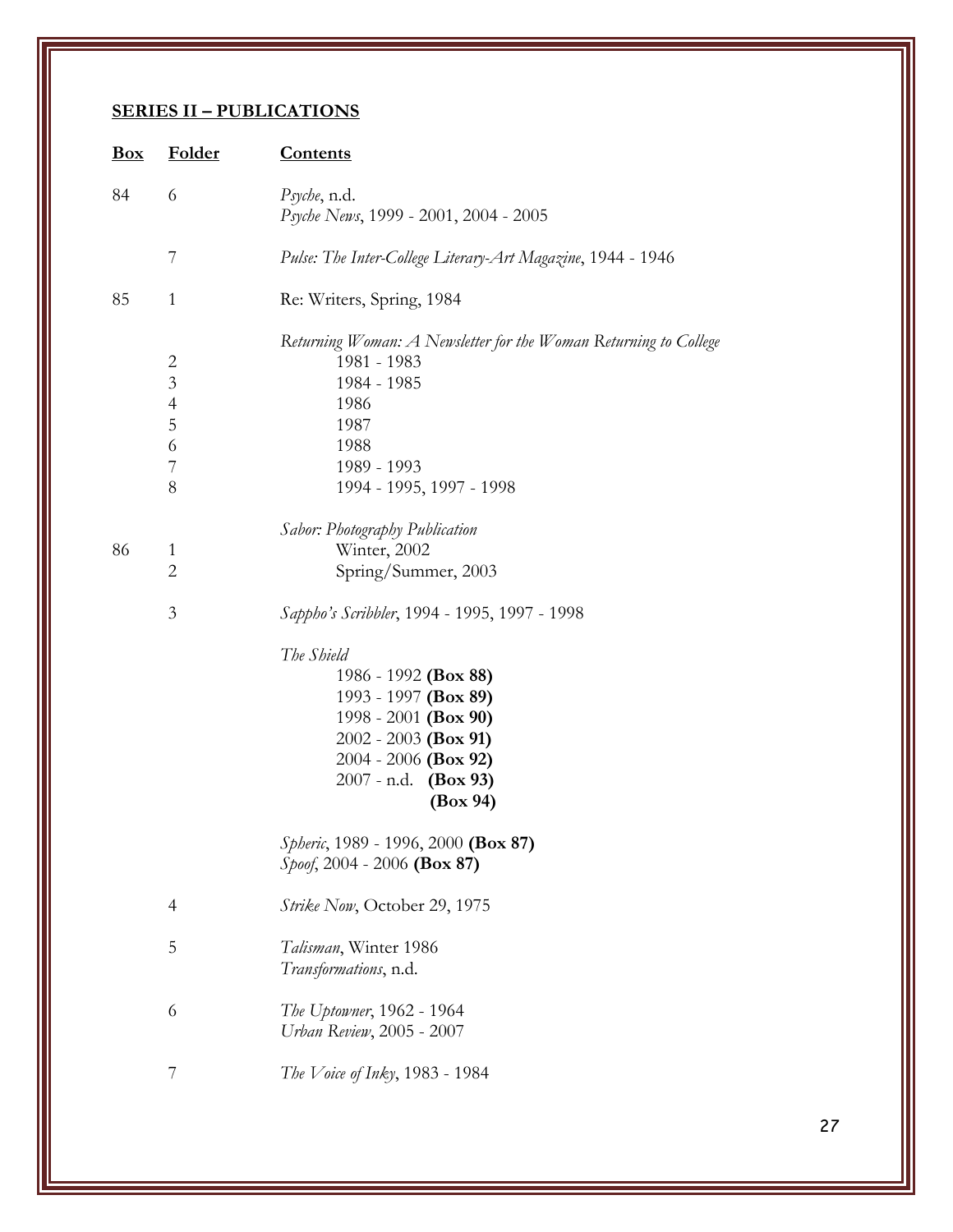## SERIES II – PUBLICATIONS

| Box | Folder | Contents |
|---|---|---|
| 84 | 6 | *Psyche*, n.d. |
| | | *Psyche News*, 1999 - 2001, 2004 - 2005 |
| | 7 | *Pulse: The Inter-College Literary-Art Magazine*, 1944 - 1946 |
| 85 | 1 | Re: Writers, Spring, 1984 |
| | | *Returning Woman: A Newsletter for the Woman Returning to College* |
| | 2 | 1981 - 1983 |
| | 3 | 1984 - 1985 |
| | 4 | 1986 |
| | 5 | 1987 |
| | 6 | 1988 |
| | 7 | 1989 - 1993 |
| | 8 | 1994 - 1995, 1997 - 1998 |
| | | *Sabor: Photography Publication* |
| 86 | 1 | Winter, 2002 |
| | 2 | Spring/Summer, 2003 |
| | 3 | *Sappho's Scribbler*, 1994 - 1995, 1997 - 1998 |
| | | *The Shield* |
| | | 1986 - 1992 **(Box 88)** |
| | | 1993 - 1997 **(Box 89)** |
| | | 1998 - 2001 **(Box 90)** |
| | | 2002 - 2003 **(Box 91)** |
| | | 2004 - 2006 **(Box 92)** |
| | | 2007 - n.d. **(Box 93)** |
| | | **(Box 94)** |
| | | *Spheric*, 1989 - 1996, 2000 **(Box 87)** |
| | | *Spoof*, 2004 - 2006 **(Box 87)** |
| | 4 | *Strike Now*, October 29, 1975 |
| | 5 | *Talisman*, Winter 1986 |
| | | *Transformations*, n.d. |
| | 6 | *The Uptowner*, 1962 - 1964 |
| | | *Urban Review*, 2005 - 2007 |
| | 7 | *The Voice of Inky*, 1983 - 1984 |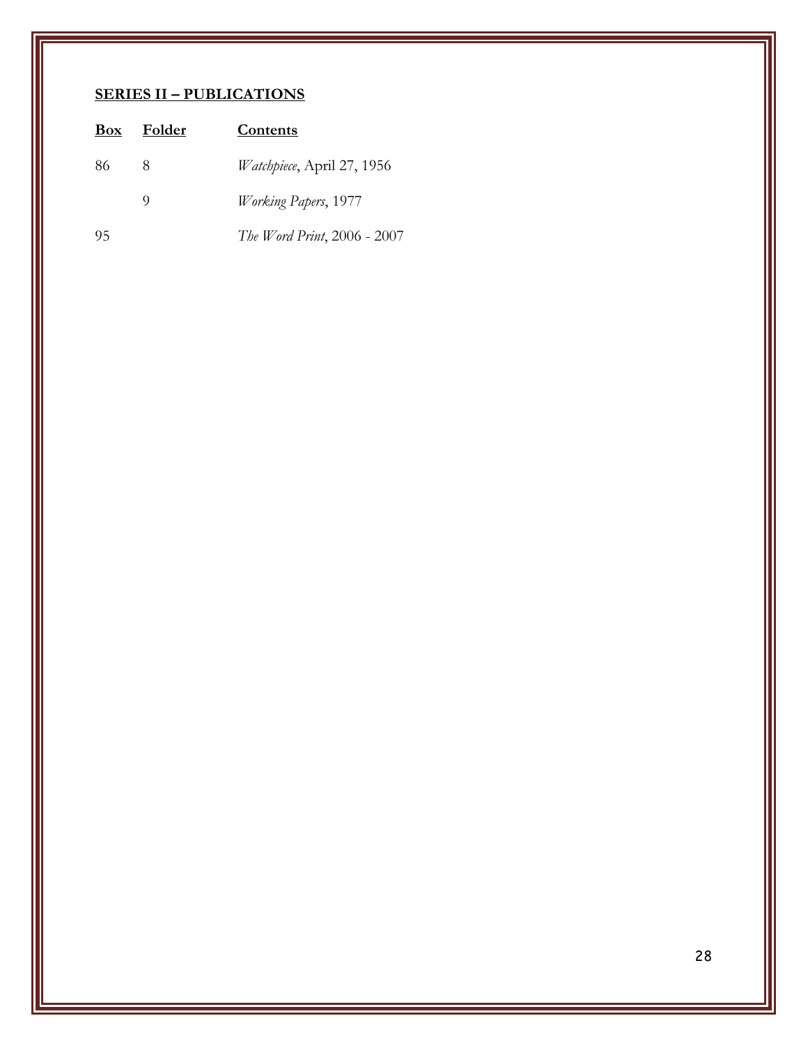## SERIES II – PUBLICATIONS

| Box | Folder | Contents |
| --- | --- | --- |
| 86 | 8 | *Watchpiece*, April 27, 1956 |
| | 9 | *Working Papers*, 1977 |
| 95 | | *The Word Print*, 2006 - 2007 |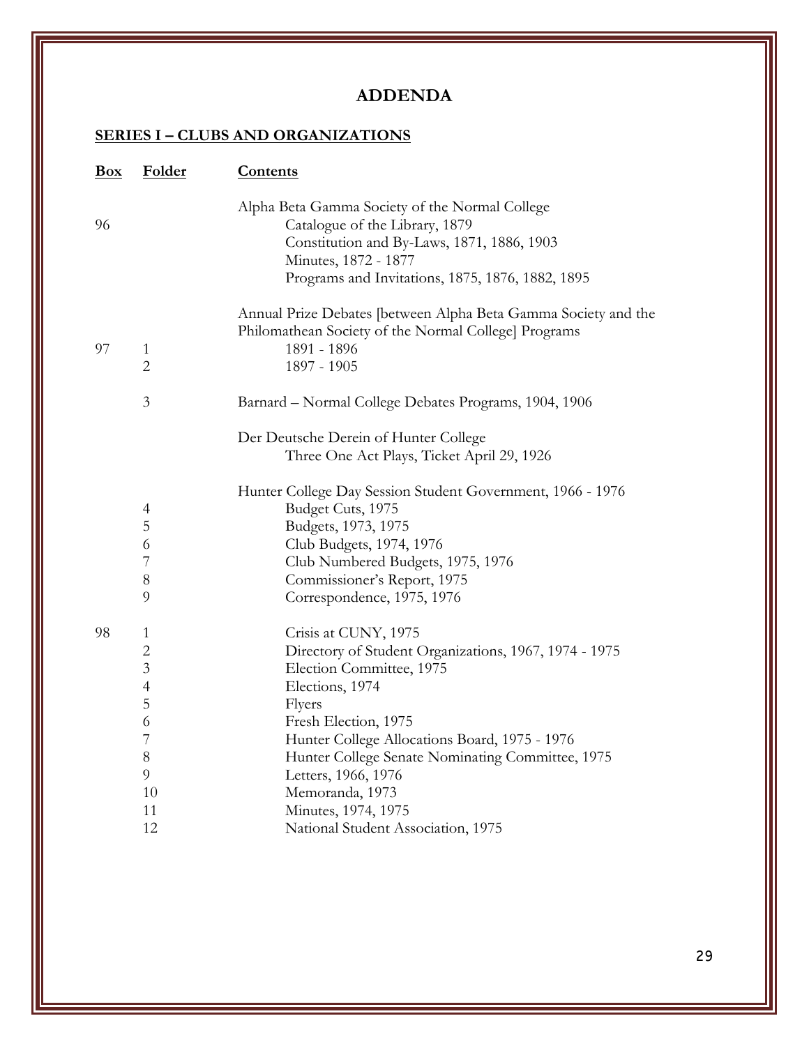## ADDENDA

### SERIES I – CLUBS AND ORGANIZATIONS

| Box | Folder | Contents |
|---|---|---|
| | | Alpha Beta Gamma Society of the Normal College |
| 96 | | Catalogue of the Library, 1879 |
| | | Constitution and By-Laws, 1871, 1886, 1903 |
| | | Minutes, 1872 - 1877 |
| | | Programs and Invitations, 1875, 1876, 1882, 1895 |
| | | Annual Prize Debates [between Alpha Beta Gamma Society and the Philomathean Society of the Normal College] Programs |
| 97 | 1 | 1891 - 1896 |
| | 2 | 1897 - 1905 |
| | 3 | Barnard – Normal College Debates Programs, 1904, 1906 |
| | | Der Deutsche Derein of Hunter College |
| | | Three One Act Plays, Ticket April 29, 1926 |
| | | Hunter College Day Session Student Government, 1966 - 1976 |
| | 4 | Budget Cuts, 1975 |
| | 5 | Budgets, 1973, 1975 |
| | 6 | Club Budgets, 1974, 1976 |
| | 7 | Club Numbered Budgets, 1975, 1976 |
| | 8 | Commissioner's Report, 1975 |
| | 9 | Correspondence, 1975, 1976 |
| 98 | 1 | Crisis at CUNY, 1975 |
| | 2 | Directory of Student Organizations, 1967, 1974 - 1975 |
| | 3 | Election Committee, 1975 |
| | 4 | Elections, 1974 |
| | 5 | Flyers |
| | 6 | Fresh Election, 1975 |
| | 7 | Hunter College Allocations Board, 1975 - 1976 |
| | 8 | Hunter College Senate Nominating Committee, 1975 |
| | 9 | Letters, 1966, 1976 |
| | 10 | Memoranda, 1973 |
| | 11 | Minutes, 1974, 1975 |
| | 12 | National Student Association, 1975 |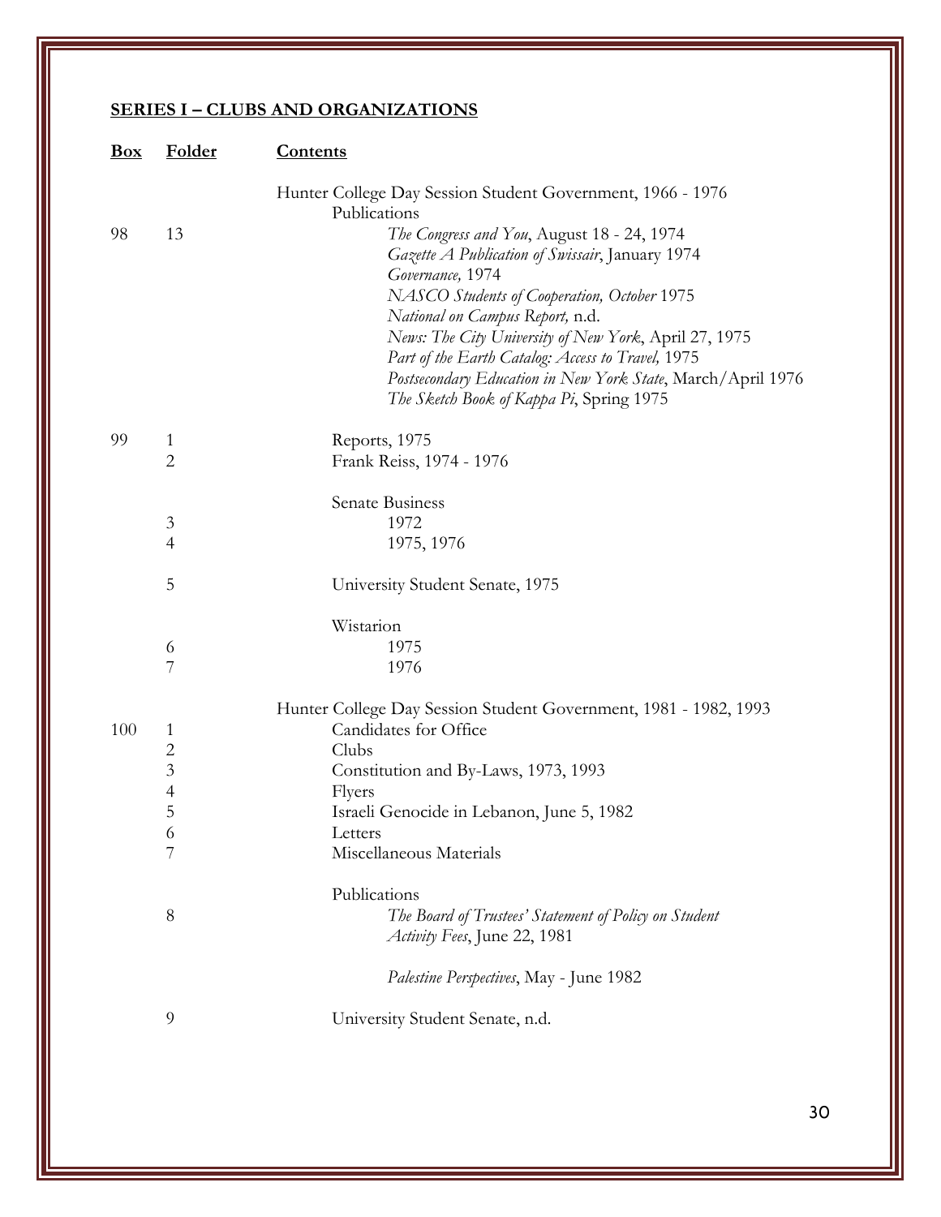## SERIES I – CLUBS AND ORGANIZATIONS

| Box | Folder | Contents |
|---|---|---|
| | | Hunter College Day Session Student Government, 1966 - 1976 |
| | | Publications |
| 98 | 13 | *The Congress and You*, August 18 - 24, 1974 |
| | | *Gazette A Publication of Swissair*, January 1974 |
| | | *Governance,* 1974 |
| | | *NASCO Students of Cooperation, October* 1975 |
| | | *National on Campus Report,* n.d. |
| | | *News: The City University of New York*, April 27, 1975 |
| | | *Part of the Earth Catalog: Access to Travel,* 1975 |
| | | *Postsecondary Education in New York State*, March/April 1976 |
| | | *The Sketch Book of Kappa Pi*, Spring 1975 |
| 99 | 1 | Reports, 1975 |
| | 2 | Frank Reiss, 1974 - 1976 |
| | | Senate Business |
| | 3 | 1972 |
| | 4 | 1975, 1976 |
| | 5 | University Student Senate, 1975 |
| | | Wistarion |
| | 6 | 1975 |
| | 7 | 1976 |
| | | Hunter College Day Session Student Government, 1981 - 1982, 1993 |
| 100 | 1 | Candidates for Office |
| | 2 | Clubs |
| | 3 | Constitution and By-Laws, 1973, 1993 |
| | 4 | Flyers |
| | 5 | Israeli Genocide in Lebanon, June 5, 1982 |
| | 6 | Letters |
| | 7 | Miscellaneous Materials |
| | | Publications |
| | 8 | *The Board of Trustees' Statement of Policy on Student Activity Fees*, June 22, 1981 |
| | | *Palestine Perspectives*, May - June 1982 |
| | 9 | University Student Senate, n.d. |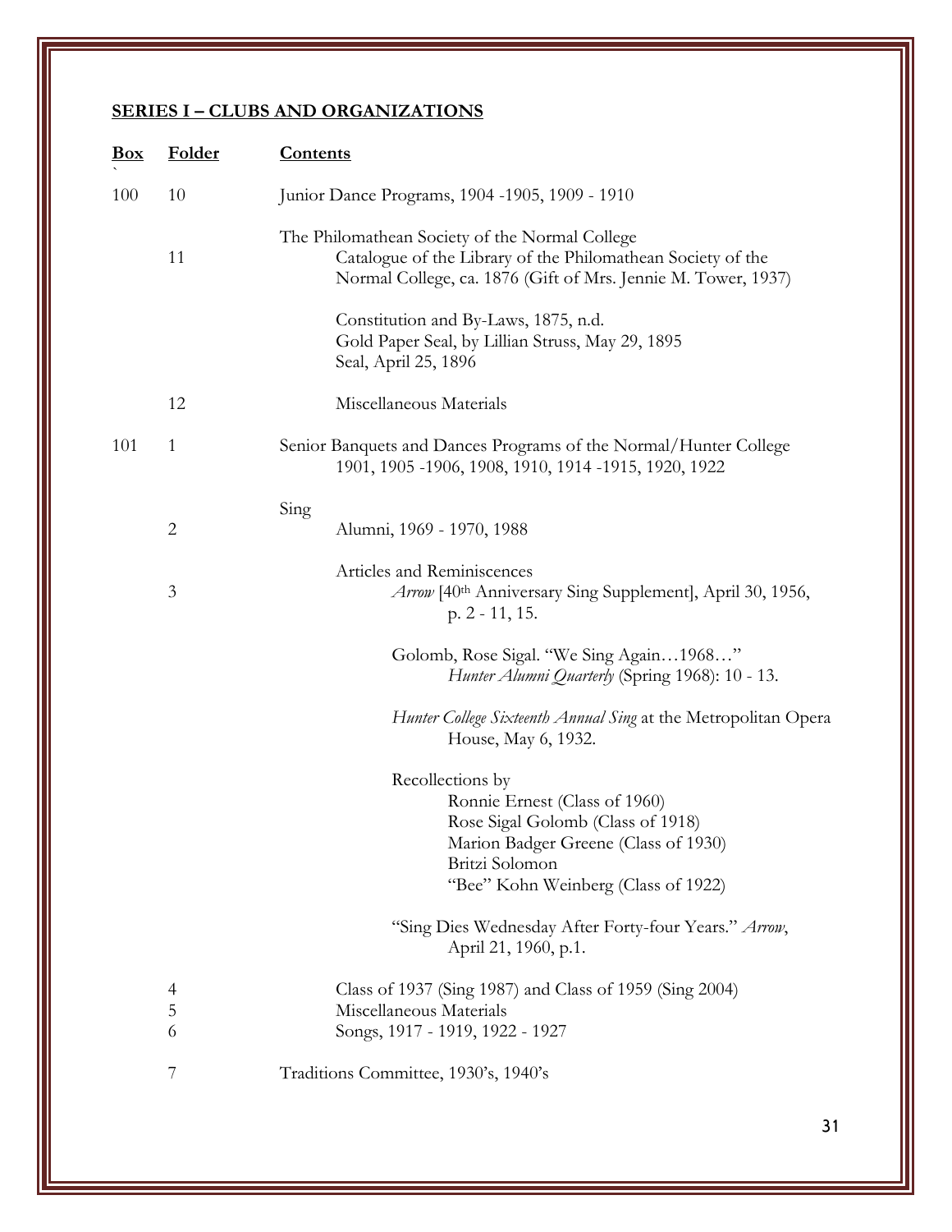## SERIES I – CLUBS AND ORGANIZATIONS

| Box | Folder | Contents |
|---|---|---|
| 100 | 10 | Junior Dance Programs, 1904 -1905, 1909 - 1910 |
| | | The Philomathean Society of the Normal College |
| | 11 | Catalogue of the Library of the Philomathean Society of the Normal College, ca. 1876 (Gift of Mrs. Jennie M. Tower, 1937) |
| | | Constitution and By-Laws, 1875, n.d. |
| | | Gold Paper Seal, by Lillian Struss, May 29, 1895 |
| | | Seal, April 25, 1896 |
| | 12 | Miscellaneous Materials |
| 101 | 1 | Senior Banquets and Dances Programs of the Normal/Hunter College 1901, 1905 -1906, 1908, 1910, 1914 -1915, 1920, 1922 |
| | | Sing |
| | 2 | Alumni, 1969 - 1970, 1988 |
| | | Articles and Reminiscences |
| | 3 | *Arrow* [40th Anniversary Sing Supplement], April 30, 1956, p. 2 - 11, 15. |
| | | Golomb, Rose Sigal. "We Sing Again…1968…" *Hunter Alumni Quarterly* (Spring 1968): 10 - 13. |
| | | *Hunter College Sixteenth Annual Sing* at the Metropolitan Opera House, May 6, 1932. |
| | | Recollections by |
| | | Ronnie Ernest (Class of 1960) |
| | | Rose Sigal Golomb (Class of 1918) |
| | | Marion Badger Greene (Class of 1930) |
| | | Britzi Solomon |
| | | "Bee" Kohn Weinberg (Class of 1922) |
| | | "Sing Dies Wednesday After Forty-four Years." *Arrow*, April 21, 1960, p.1. |
| | 4 | Class of 1937 (Sing 1987) and Class of 1959 (Sing 2004) |
| | 5 | Miscellaneous Materials |
| | 6 | Songs, 1917 - 1919, 1922 - 1927 |
| | 7 | Traditions Committee, 1930's, 1940's |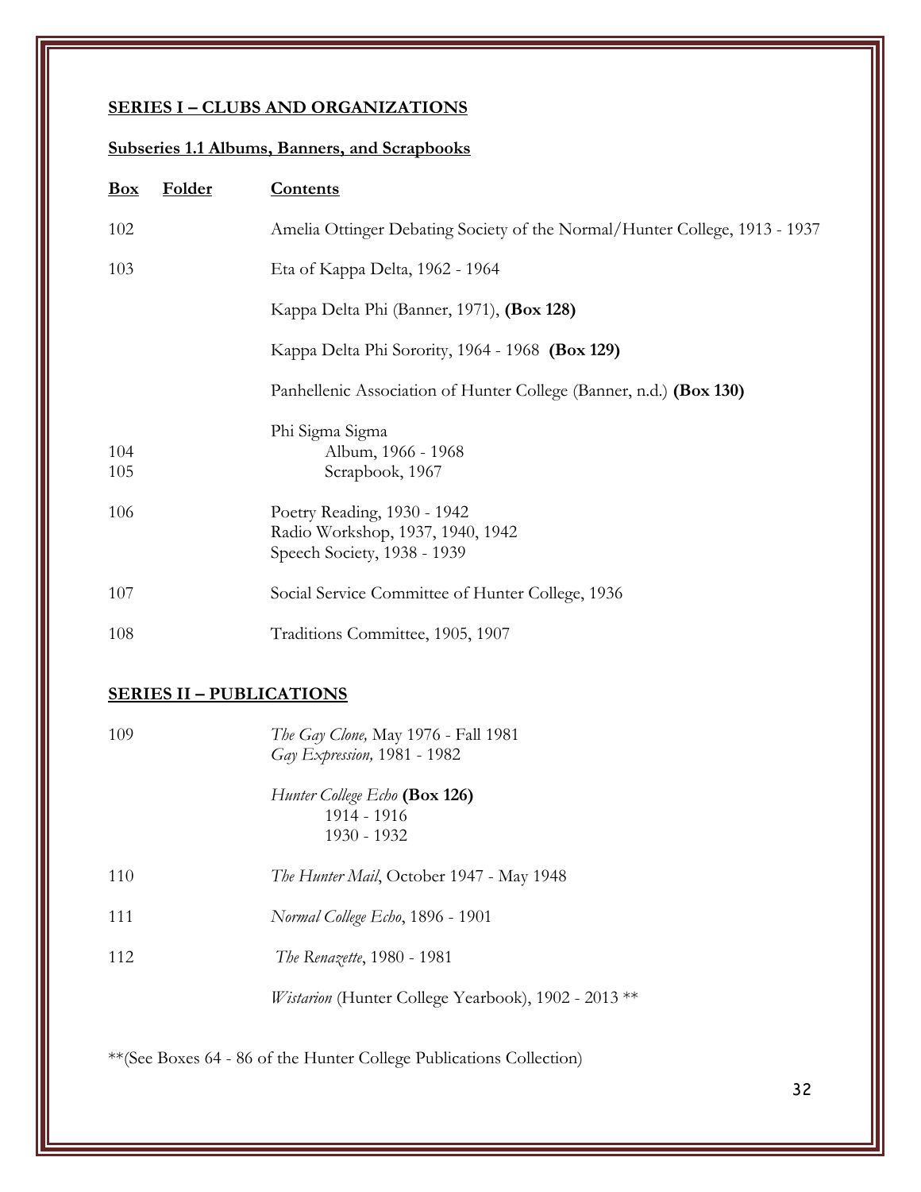## SERIES I – CLUBS AND ORGANIZATIONS

### Subseries 1.1 Albums, Banners, and Scrapbooks

| Box | Folder | Contents |
|---|---|---|
| 102 | | Amelia Ottinger Debating Society of the Normal/Hunter College, 1913 - 1937 |
| 103 | | Eta of Kappa Delta, 1962 - 1964 |
| | | Kappa Delta Phi (Banner, 1971), **(Box 128)** |
| | | Kappa Delta Phi Sorority, 1964 - 1968 **(Box 129)** |
| | | Panhellenic Association of Hunter College (Banner, n.d.) **(Box 130)** |
| | | Phi Sigma Sigma |
| 104 | | Album, 1966 - 1968 |
| 105 | | Scrapbook, 1967 |
| 106 | | Poetry Reading, 1930 - 1942<br>Radio Workshop, 1937, 1940, 1942<br>Speech Society, 1938 - 1939 |
| 107 | | Social Service Committee of Hunter College, 1936 |
| 108 | | Traditions Committee, 1905, 1907 |

## SERIES II – PUBLICATIONS

| Box | Folder | Contents |
|---|---|---|
| 109 | | *The Gay Clone,* May 1976 - Fall 1981<br>*Gay Expression,* 1981 - 1982 |
| | | *Hunter College Echo* **(Box 126)**<br>1914 - 1916<br>1930 - 1932 |
| 110 | | *The Hunter Mail*, October 1947 - May 1948 |
| 111 | | *Normal College Echo*, 1896 - 1901 |
| 112 | | *The Renazette*, 1980 - 1981 |
| | | *Wistarion* (Hunter College Yearbook), 1902 - 2013 ** |

**(See Boxes 64 - 86 of the Hunter College Publications Collection)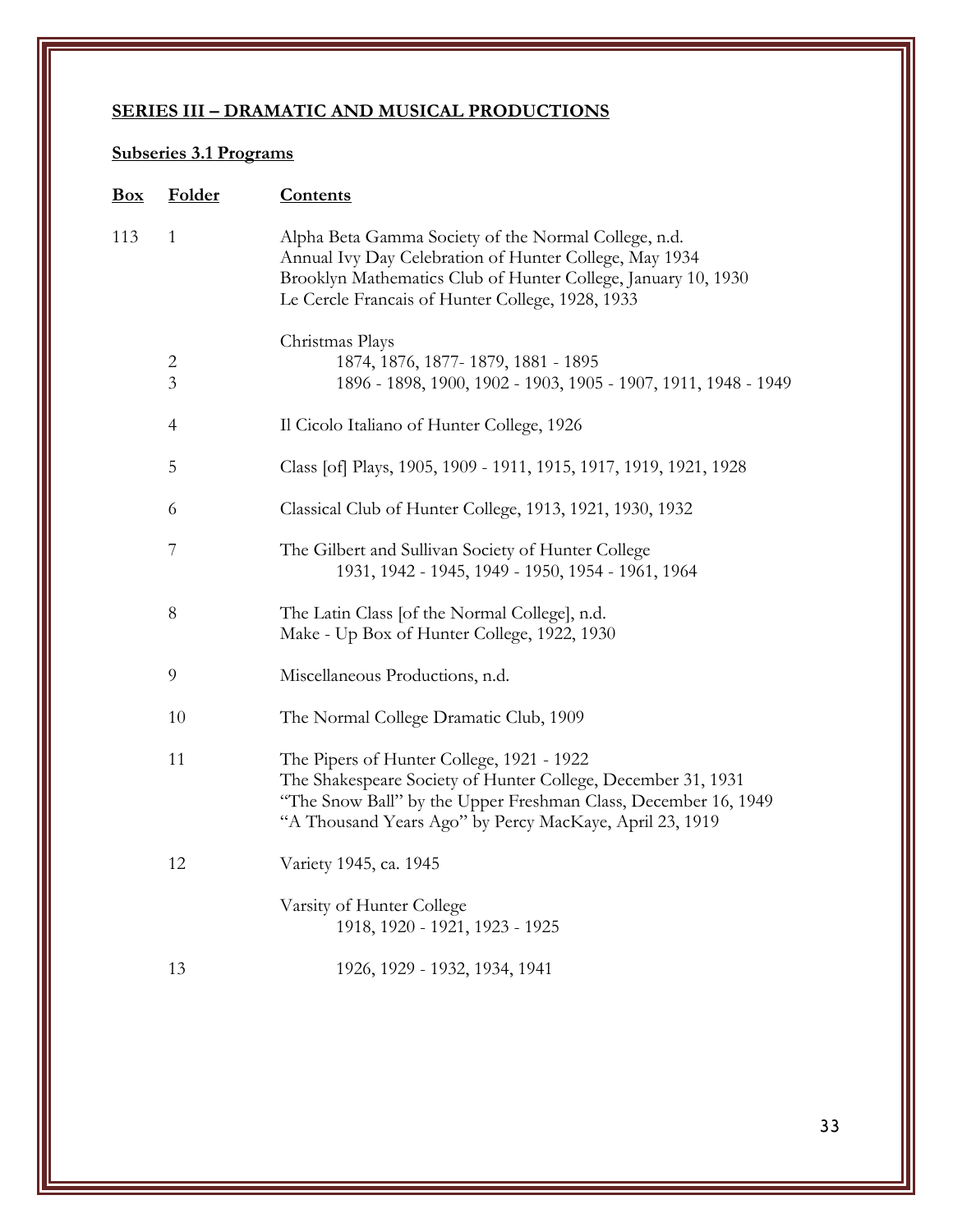## SERIES III – DRAMATIC AND MUSICAL PRODUCTIONS

### Subseries 3.1 Programs

| Box | Folder | Contents |
| --- | --- | --- |
| 113 | 1 | Alpha Beta Gamma Society of the Normal College, n.d.<br>Annual Ivy Day Celebration of Hunter College, May 1934<br>Brooklyn Mathematics Club of Hunter College, January 10, 1930<br>Le Cercle Francais of Hunter College, 1928, 1933 |
| | | Christmas Plays |
| | 2 | 1874, 1876, 1877- 1879, 1881 - 1895 |
| | 3 | 1896 - 1898, 1900, 1902 - 1903, 1905 - 1907, 1911, 1948 - 1949 |
| | 4 | Il Cicolo Italiano of Hunter College, 1926 |
| | 5 | Class [of] Plays, 1905, 1909 - 1911, 1915, 1917, 1919, 1921, 1928 |
| | 6 | Classical Club of Hunter College, 1913, 1921, 1930, 1932 |
| | 7 | The Gilbert and Sullivan Society of Hunter College<br>1931, 1942 - 1945, 1949 - 1950, 1954 - 1961, 1964 |
| | 8 | The Latin Class [of the Normal College], n.d.<br>Make - Up Box of Hunter College, 1922, 1930 |
| | 9 | Miscellaneous Productions, n.d. |
| | 10 | The Normal College Dramatic Club, 1909 |
| | 11 | The Pipers of Hunter College, 1921 - 1922<br>The Shakespeare Society of Hunter College, December 31, 1931<br>"The Snow Ball" by the Upper Freshman Class, December 16, 1949<br>"A Thousand Years Ago" by Percy MacKaye, April 23, 1919 |
| | 12 | Variety 1945, ca. 1945 |
| | | Varsity of Hunter College<br>1918, 1920 - 1921, 1923 - 1925 |
| | 13 | 1926, 1929 - 1932, 1934, 1941 |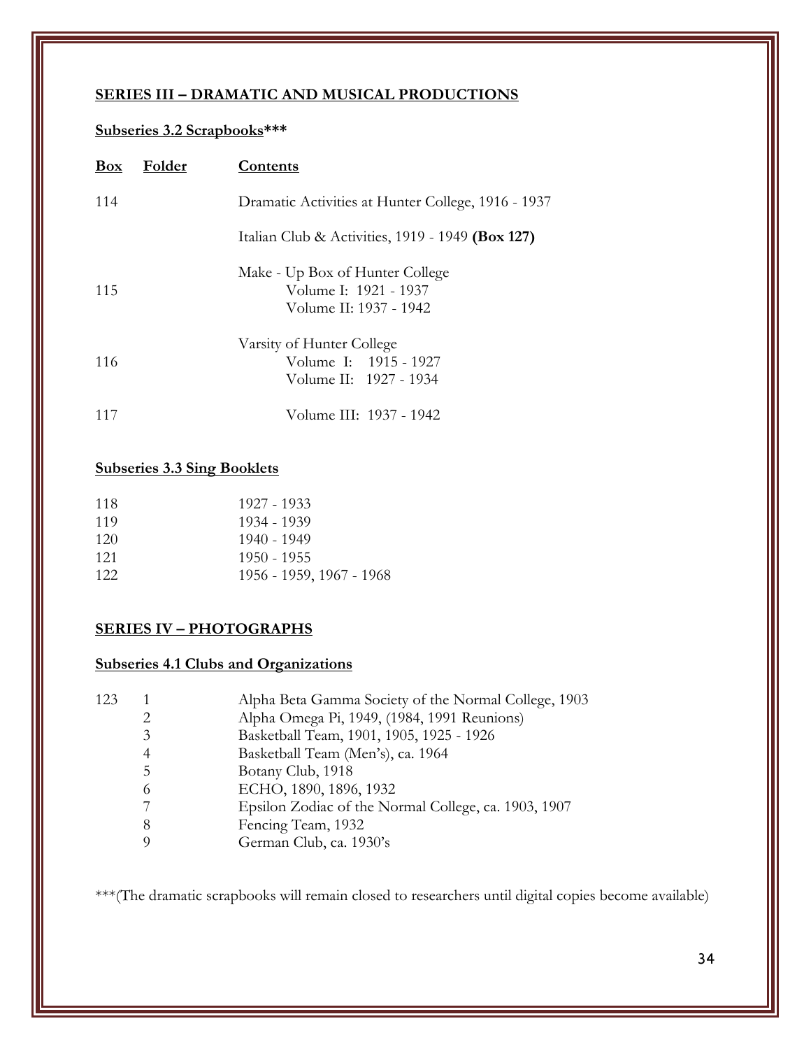## SERIES III – DRAMATIC AND MUSICAL PRODUCTIONS

### Subseries 3.2 Scrapbooks***

| Box | Folder | Contents |
|---|---|---|
| 114 | | Dramatic Activities at Hunter College, 1916 - 1937 |
| | | Italian Club & Activities, 1919 - 1949 **(Box 127)** |
| | | Make - Up Box of Hunter College |
| 115 | | Volume I: 1921 - 1937 |
| | | Volume II: 1937 - 1942 |
| | | Varsity of Hunter College |
| 116 | | Volume I: 1915 - 1927 |
| | | Volume II: 1927 - 1934 |
| 117 | | Volume III: 1937 - 1942 |

### Subseries 3.3 Sing Booklets

| Box | Folder | Contents |
|---|---|---|
| 118 | | 1927 - 1933 |
| 119 | | 1934 - 1939 |
| 120 | | 1940 - 1949 |
| 121 | | 1950 - 1955 |
| 122 | | 1956 - 1959, 1967 - 1968 |

## SERIES IV – PHOTOGRAPHS

### Subseries 4.1 Clubs and Organizations

| Box | Folder | Contents |
|---|---|---|
| 123 | 1 | Alpha Beta Gamma Society of the Normal College, 1903 |
| | 2 | Alpha Omega Pi, 1949, (1984, 1991 Reunions) |
| | 3 | Basketball Team, 1901, 1905, 1925 - 1926 |
| | 4 | Basketball Team (Men's), ca. 1964 |
| | 5 | Botany Club, 1918 |
| | 6 | ECHO, 1890, 1896, 1932 |
| | 7 | Epsilon Zodiac of the Normal College, ca. 1903, 1907 |
| | 8 | Fencing Team, 1932 |
| | 9 | German Club, ca. 1930's |

***(The dramatic scrapbooks will remain closed to researchers until digital copies become available)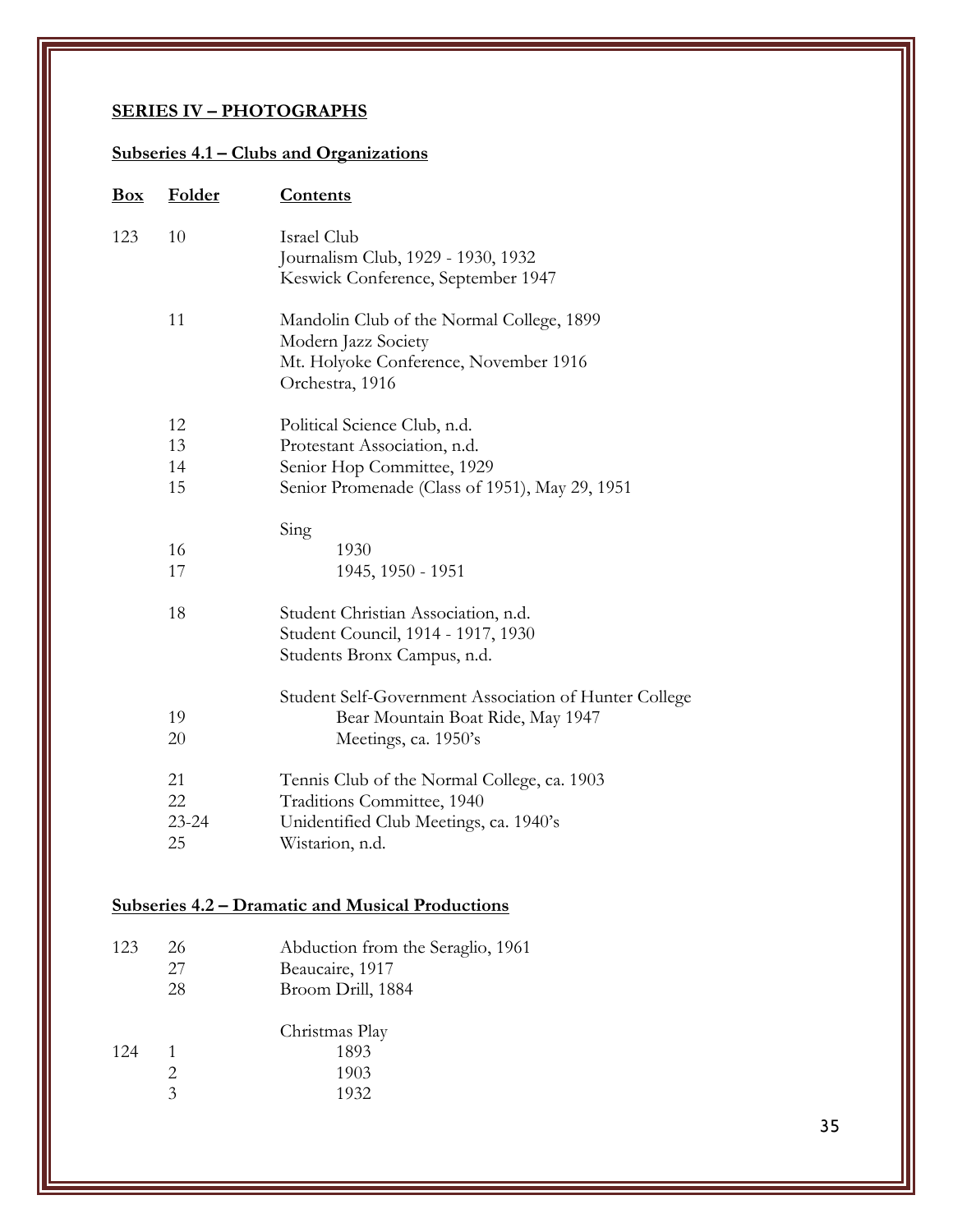## SERIES IV – PHOTOGRAPHS

### Subseries 4.1 – Clubs and Organizations

| Box | Folder | Contents |
|---|---|---|
| 123 | 10 | Israel Club |
| | | Journalism Club, 1929 - 1930, 1932 |
| | | Keswick Conference, September 1947 |
| | 11 | Mandolin Club of the Normal College, 1899 |
| | | Modern Jazz Society |
| | | Mt. Holyoke Conference, November 1916 |
| | | Orchestra, 1916 |
| | 12 | Political Science Club, n.d. |
| | 13 | Protestant Association, n.d. |
| | 14 | Senior Hop Committee, 1929 |
| | 15 | Senior Promenade (Class of 1951), May 29, 1951 |
| | | Sing |
| | 16 | 1930 |
| | 17 | 1945, 1950 - 1951 |
| | 18 | Student Christian Association, n.d. |
| | | Student Council, 1914 - 1917, 1930 |
| | | Students Bronx Campus, n.d. |
| | | Student Self-Government Association of Hunter College |
| | 19 | Bear Mountain Boat Ride, May 1947 |
| | 20 | Meetings, ca. 1950's |
| | 21 | Tennis Club of the Normal College, ca. 1903 |
| | 22 | Traditions Committee, 1940 |
| | 23-24 | Unidentified Club Meetings, ca. 1940's |
| | 25 | Wistarion, n.d. |

### Subseries 4.2 – Dramatic and Musical Productions

| Box | Folder | Contents |
|---|---|---|
| 123 | 26 | Abduction from the Seraglio, 1961 |
| | 27 | Beaucaire, 1917 |
| | 28 | Broom Drill, 1884 |
| | | Christmas Play |
| 124 | 1 | 1893 |
| | 2 | 1903 |
| | 3 | 1932 |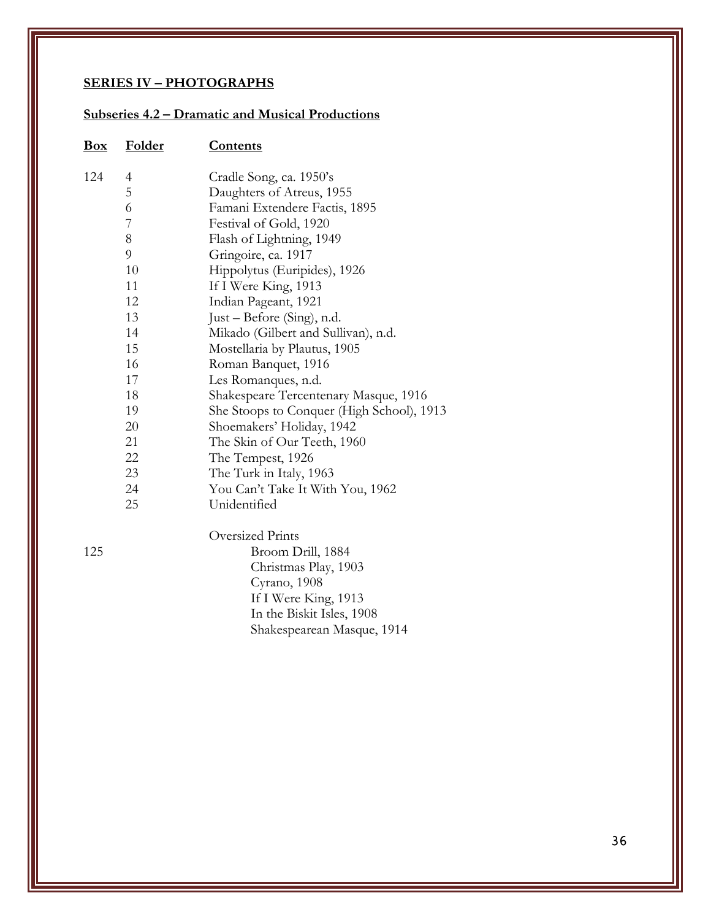**SERIES IV – PHOTOGRAPHS**

**Subseries 4.2 – Dramatic and Musical Productions**

| **Box** | **Folder** | **Contents** |
|---|---|---|
| 124 | 4 | Cradle Song, ca. 1950's |
| | 5 | Daughters of Atreus, 1955 |
| | 6 | Famani Extendere Factis, 1895 |
| | 7 | Festival of Gold, 1920 |
| | 8 | Flash of Lightning, 1949 |
| | 9 | Gringoire, ca. 1917 |
| | 10 | Hippolytus (Euripides), 1926 |
| | 11 | If I Were King, 1913 |
| | 12 | Indian Pageant, 1921 |
| | 13 | Just – Before (Sing), n.d. |
| | 14 | Mikado (Gilbert and Sullivan), n.d. |
| | 15 | Mostellaria by Plautus, 1905 |
| | 16 | Roman Banquet, 1916 |
| | 17 | Les Romanques, n.d. |
| | 18 | Shakespeare Tercentenary Masque, 1916 |
| | 19 | She Stoops to Conquer (High School), 1913 |
| | 20 | Shoemakers' Holiday, 1942 |
| | 21 | The Skin of Our Teeth, 1960 |
| | 22 | The Tempest, 1926 |
| | 23 | The Turk in Italy, 1963 |
| | 24 | You Can't Take It With You, 1962 |
| | 25 | Unidentified |
| | | Oversized Prints |
| 125 | | Broom Drill, 1884 |
| | | Christmas Play, 1903 |
| | | Cyrano, 1908 |
| | | If I Were King, 1913 |
| | | In the Biskit Isles, 1908 |
| | | Shakespearean Masque, 1914 |